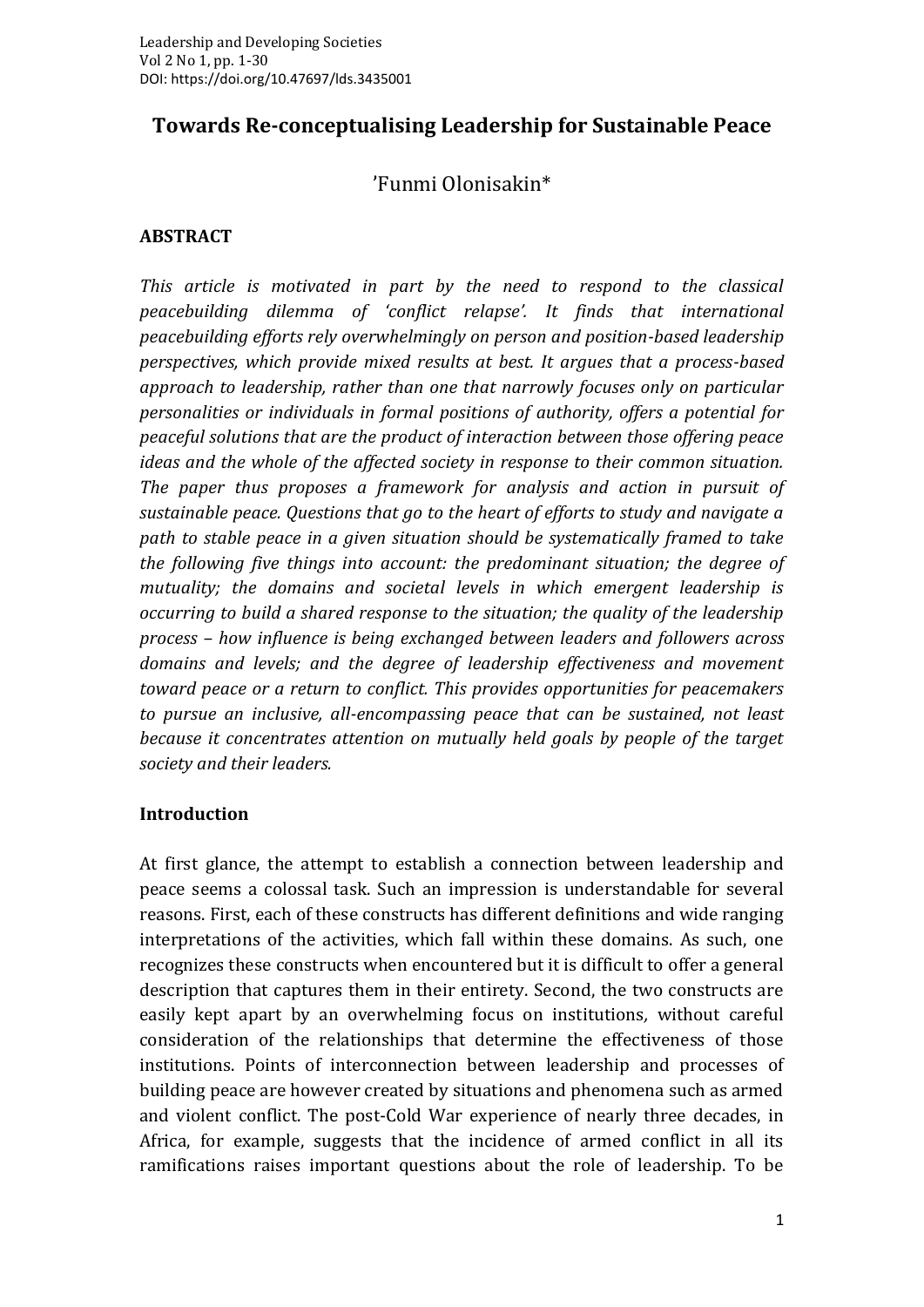# Towards Re-conceptualising Leadership for Sustainable Peace

'Funmi Olonisakin*

## ABSTRACT

*This article is motivated in part by the need to respond to the classical peacebuilding dilemma of 'conflict relapse'. It finds that international peacebuilding efforts rely overwhelmingly on person and position-based leadership perspectives, which provide mixed results at best. It argues that a process-based approach to leadership, rather than one that narrowly focuses only on particular personalities or individuals in formal positions of authority, offers a potential for peaceful solutions that are the product of interaction between those offering peace ideas and the whole of the affected society in response to their common situation. The paper thus proposes a framework for analysis and action in pursuit of sustainable peace. Questions that go to the heart of efforts to study and navigate a path to stable peace in a given situation should be systematically framed to take the following five things into account: the predominant situation; the degree of mutuality; the domains and societal levels in which emergent leadership is occurring to build a shared response to the situation; the quality of the leadership process – how influence is being exchanged between leaders and followers across domains and levels; and the degree of leadership effectiveness and movement toward peace or a return to conflict. This provides opportunities for peacemakers to pursue an inclusive, all-encompassing peace that can be sustained, not least because it concentrates attention on mutually held goals by people of the target society and their leaders.*

## Introduction

At first glance, the attempt to establish a connection between leadership and peace seems a colossal task. Such an impression is understandable for several reasons. First, each of these constructs has different definitions and wide ranging interpretations of the activities, which fall within these domains. As such, one recognizes these constructs when encountered but it is difficult to offer a general description that captures them in their entirety. Second, the two constructs are easily kept apart by an overwhelming focus on institutions, without careful consideration of the relationships that determine the effectiveness of those institutions. Points of interconnection between leadership and processes of building peace are however created by situations and phenomena such as armed and violent conflict. The post-Cold War experience of nearly three decades, in Africa, for example, suggests that the incidence of armed conflict in all its ramifications raises important questions about the role of leadership. To be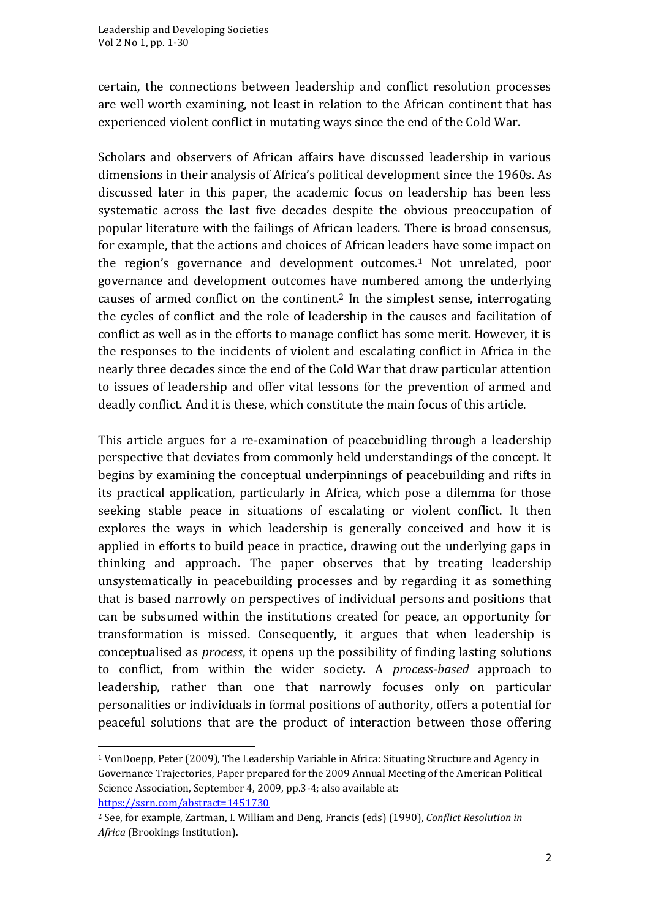certain, the connections between leadership and conflict resolution processes are well worth examining, not least in relation to the African continent that has experienced violent conflict in mutating ways since the end of the Cold War.

Scholars and observers of African affairs have discussed leadership in various dimensions in their analysis of Africa's political development since the 1960s. As discussed later in this paper, the academic focus on leadership has been less systematic across the last five decades despite the obvious preoccupation of popular literature with the failings of African leaders. There is broad consensus, for example, that the actions and choices of African leaders have some impact on the region's governance and development outcomes.[1] Not unrelated, poor governance and development outcomes have numbered among the underlying causes of armed conflict on the continent.[2] In the simplest sense, interrogating the cycles of conflict and the role of leadership in the causes and facilitation of conflict as well as in the efforts to manage conflict has some merit. However, it is the responses to the incidents of violent and escalating conflict in Africa in the nearly three decades since the end of the Cold War that draw particular attention to issues of leadership and offer vital lessons for the prevention of armed and deadly conflict. And it is these, which constitute the main focus of this article.

This article argues for a re-examination of peacebuidling through a leadership perspective that deviates from commonly held understandings of the concept. It begins by examining the conceptual underpinnings of peacebuilding and rifts in its practical application, particularly in Africa, which pose a dilemma for those seeking stable peace in situations of escalating or violent conflict. It then explores the ways in which leadership is generally conceived and how it is applied in efforts to build peace in practice, drawing out the underlying gaps in thinking and approach. The paper observes that by treating leadership unsystematically in peacebuilding processes and by regarding it as something that is based narrowly on perspectives of individual persons and positions that can be subsumed within the institutions created for peace, an opportunity for transformation is missed. Consequently, it argues that when leadership is conceptualised as *process*, it opens up the possibility of finding lasting solutions to conflict, from within the wider society. A *process-based* approach to leadership, rather than one that narrowly focuses only on particular personalities or individuals in formal positions of authority, offers a potential for peaceful solutions that are the product of interaction between those offering

---

[1] VonDoepp, Peter (2009), The Leadership Variable in Africa: Situating Structure and Agency in Governance Trajectories, Paper prepared for the 2009 Annual Meeting of the American Political Science Association, September 4, 2009, pp.3-4; also available at: https://ssrn.com/abstract=1451730

[2] See, for example, Zartman, I. William and Deng, Francis (eds) (1990), *Conflict Resolution in Africa* (Brookings Institution).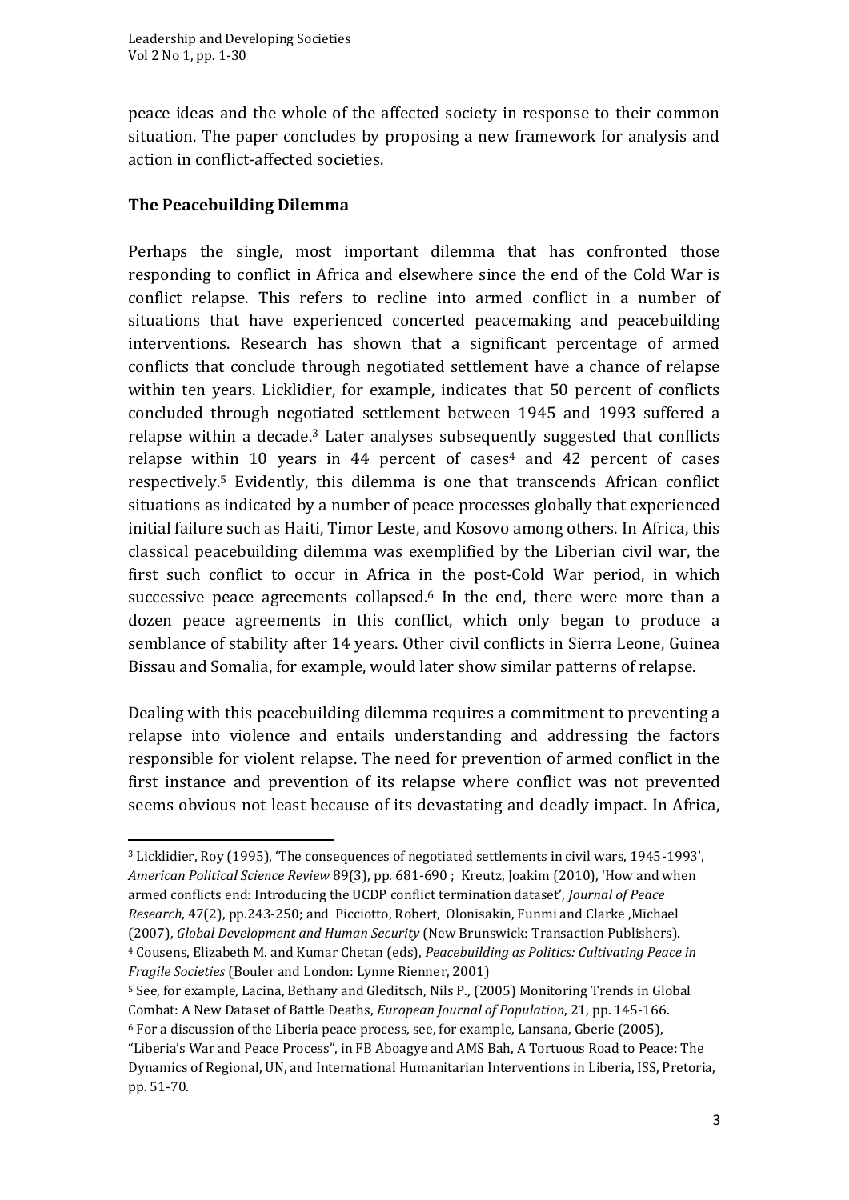peace ideas and the whole of the affected society in response to their common situation. The paper concludes by proposing a new framework for analysis and action in conflict-affected societies.

## The Peacebuilding Dilemma

Perhaps the single, most important dilemma that has confronted those responding to conflict in Africa and elsewhere since the end of the Cold War is conflict relapse. This refers to recline into armed conflict in a number of situations that have experienced concerted peacemaking and peacebuilding interventions. Research has shown that a significant percentage of armed conflicts that conclude through negotiated settlement have a chance of relapse within ten years. Licklidier, for example, indicates that 50 percent of conflicts concluded through negotiated settlement between 1945 and 1993 suffered a relapse within a decade.[3] Later analyses subsequently suggested that conflicts relapse within 10 years in 44 percent of cases[4] and 42 percent of cases respectively.[5] Evidently, this dilemma is one that transcends African conflict situations as indicated by a number of peace processes globally that experienced initial failure such as Haiti, Timor Leste, and Kosovo among others. In Africa, this classical peacebuilding dilemma was exemplified by the Liberian civil war, the first such conflict to occur in Africa in the post-Cold War period, in which successive peace agreements collapsed.[6] In the end, there were more than a dozen peace agreements in this conflict, which only began to produce a semblance of stability after 14 years. Other civil conflicts in Sierra Leone, Guinea Bissau and Somalia, for example, would later show similar patterns of relapse.

Dealing with this peacebuilding dilemma requires a commitment to preventing a relapse into violence and entails understanding and addressing the factors responsible for violent relapse. The need for prevention of armed conflict in the first instance and prevention of its relapse where conflict was not prevented seems obvious not least because of its devastating and deadly impact. In Africa,

---

[3] Licklidier, Roy (1995), 'The consequences of negotiated settlements in civil wars, 1945-1993', *American Political Science Review* 89(3), pp. 681-690 ; Kreutz, Joakim (2010), 'How and when armed conflicts end: Introducing the UCDP conflict termination dataset', *Journal of Peace Research*, 47(2), pp.243-250; and Picciotto, Robert, Olonisakin, Funmi and Clarke ,Michael (2007), *Global Development and Human Security* (New Brunswick: Transaction Publishers).

[4] Cousens, Elizabeth M. and Kumar Chetan (eds), *Peacebuilding as Politics: Cultivating Peace in Fragile Societies* (Bouler and London: Lynne Rienner, 2001)

[5] See, for example, Lacina, Bethany and Gleditsch, Nils P., (2005) Monitoring Trends in Global Combat: A New Dataset of Battle Deaths, *European Journal of Population*, 21, pp. 145-166.

[6] For a discussion of the Liberia peace process, see, for example, Lansana, Gberie (2005), "Liberia's War and Peace Process", in FB Aboagye and AMS Bah, A Tortuous Road to Peace: The Dynamics of Regional, UN, and International Humanitarian Interventions in Liberia, ISS, Pretoria, pp. 51-70.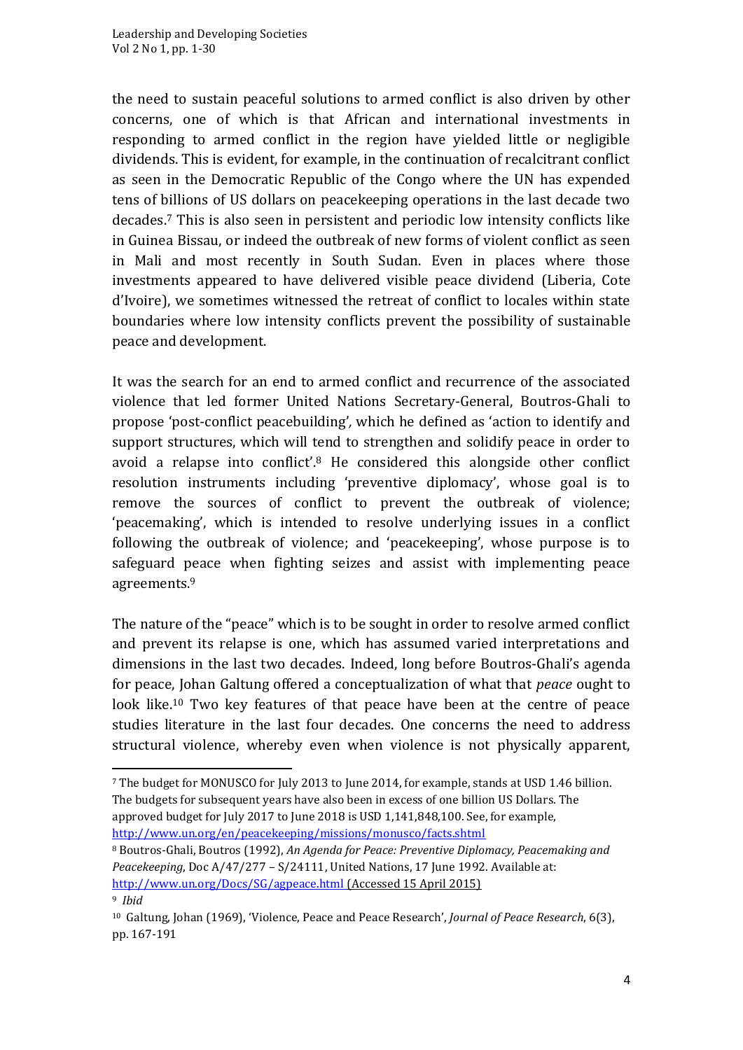the need to sustain peaceful solutions to armed conflict is also driven by other concerns, one of which is that African and international investments in responding to armed conflict in the region have yielded little or negligible dividends. This is evident, for example, in the continuation of recalcitrant conflict as seen in the Democratic Republic of the Congo where the UN has expended tens of billions of US dollars on peacekeeping operations in the last decade two decades.[7] This is also seen in persistent and periodic low intensity conflicts like in Guinea Bissau, or indeed the outbreak of new forms of violent conflict as seen in Mali and most recently in South Sudan. Even in places where those investments appeared to have delivered visible peace dividend (Liberia, Cote d'Ivoire), we sometimes witnessed the retreat of conflict to locales within state boundaries where low intensity conflicts prevent the possibility of sustainable peace and development.

It was the search for an end to armed conflict and recurrence of the associated violence that led former United Nations Secretary-General, Boutros-Ghali to propose 'post-conflict peacebuilding', which he defined as 'action to identify and support structures, which will tend to strengthen and solidify peace in order to avoid a relapse into conflict'.[8] He considered this alongside other conflict resolution instruments including 'preventive diplomacy', whose goal is to remove the sources of conflict to prevent the outbreak of violence; 'peacemaking', which is intended to resolve underlying issues in a conflict following the outbreak of violence; and 'peacekeeping', whose purpose is to safeguard peace when fighting seizes and assist with implementing peace agreements.[9]

The nature of the "peace" which is to be sought in order to resolve armed conflict and prevent its relapse is one, which has assumed varied interpretations and dimensions in the last two decades. Indeed, long before Boutros-Ghali's agenda for peace, Johan Galtung offered a conceptualization of what that *peace* ought to look like.[10] Two key features of that peace have been at the centre of peace studies literature in the last four decades. One concerns the need to address structural violence, whereby even when violence is not physically apparent,

---

[7] The budget for MONUSCO for July 2013 to June 2014, for example, stands at USD 1.46 billion. The budgets for subsequent years have also been in excess of one billion US Dollars. The approved budget for July 2017 to June 2018 is USD 1,141,848,100. See, for example, http://www.un.org/en/peacekeeping/missions/monusco/facts.shtml

[8] Boutros-Ghali, Boutros (1992), *An Agenda for Peace: Preventive Diplomacy, Peacemaking and Peacekeeping*, Doc A/47/277 – S/24111, United Nations, 17 June 1992. Available at: http://www.un.org/Docs/SG/agpeace.html (Accessed 15 April 2015)

[9] *Ibid*

[10] Galtung, Johan (1969), 'Violence, Peace and Peace Research', *Journal of Peace Research*, 6(3), pp. 167-191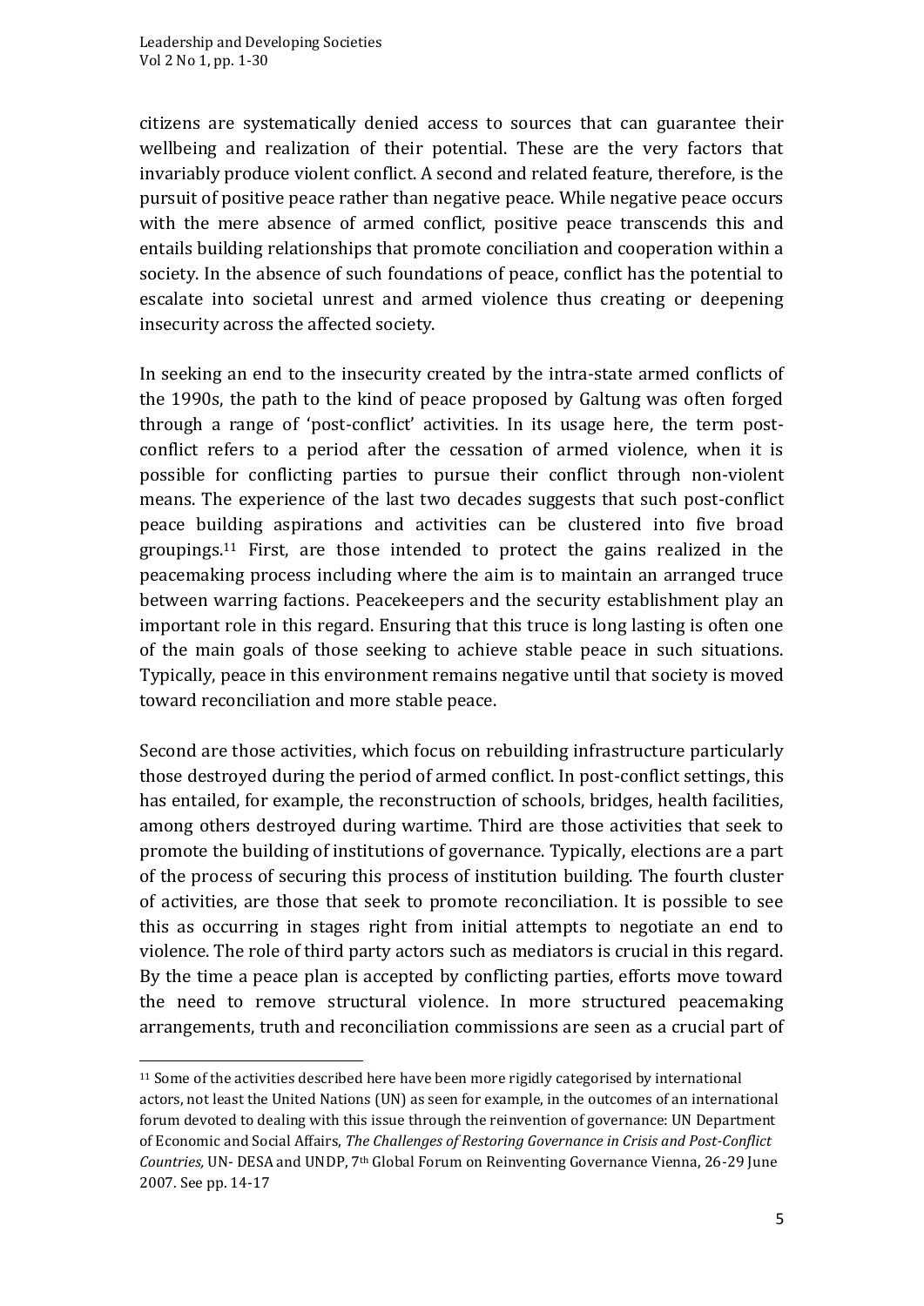citizens are systematically denied access to sources that can guarantee their wellbeing and realization of their potential. These are the very factors that invariably produce violent conflict. A second and related feature, therefore, is the pursuit of positive peace rather than negative peace. While negative peace occurs with the mere absence of armed conflict, positive peace transcends this and entails building relationships that promote conciliation and cooperation within a society. In the absence of such foundations of peace, conflict has the potential to escalate into societal unrest and armed violence thus creating or deepening insecurity across the affected society.

In seeking an end to the insecurity created by the intra-state armed conflicts of the 1990s, the path to the kind of peace proposed by Galtung was often forged through a range of 'post-conflict' activities. In its usage here, the term post-conflict refers to a period after the cessation of armed violence, when it is possible for conflicting parties to pursue their conflict through non-violent means. The experience of the last two decades suggests that such post-conflict peace building aspirations and activities can be clustered into five broad groupings.[11] First, are those intended to protect the gains realized in the peacemaking process including where the aim is to maintain an arranged truce between warring factions. Peacekeepers and the security establishment play an important role in this regard. Ensuring that this truce is long lasting is often one of the main goals of those seeking to achieve stable peace in such situations. Typically, peace in this environment remains negative until that society is moved toward reconciliation and more stable peace.

Second are those activities, which focus on rebuilding infrastructure particularly those destroyed during the period of armed conflict. In post-conflict settings, this has entailed, for example, the reconstruction of schools, bridges, health facilities, among others destroyed during wartime. Third are those activities that seek to promote the building of institutions of governance. Typically, elections are a part of the process of securing this process of institution building. The fourth cluster of activities, are those that seek to promote reconciliation. It is possible to see this as occurring in stages right from initial attempts to negotiate an end to violence. The role of third party actors such as mediators is crucial in this regard. By the time a peace plan is accepted by conflicting parties, efforts move toward the need to remove structural violence. In more structured peacemaking arrangements, truth and reconciliation commissions are seen as a crucial part of

---

[11] Some of the activities described here have been more rigidly categorised by international actors, not least the United Nations (UN) as seen for example, in the outcomes of an international forum devoted to dealing with this issue through the reinvention of governance: UN Department of Economic and Social Affairs, *The Challenges of Restoring Governance in Crisis and Post-Conflict Countries,* UN- DESA and UNDP, 7th Global Forum on Reinventing Governance Vienna, 26-29 June 2007. See pp. 14-17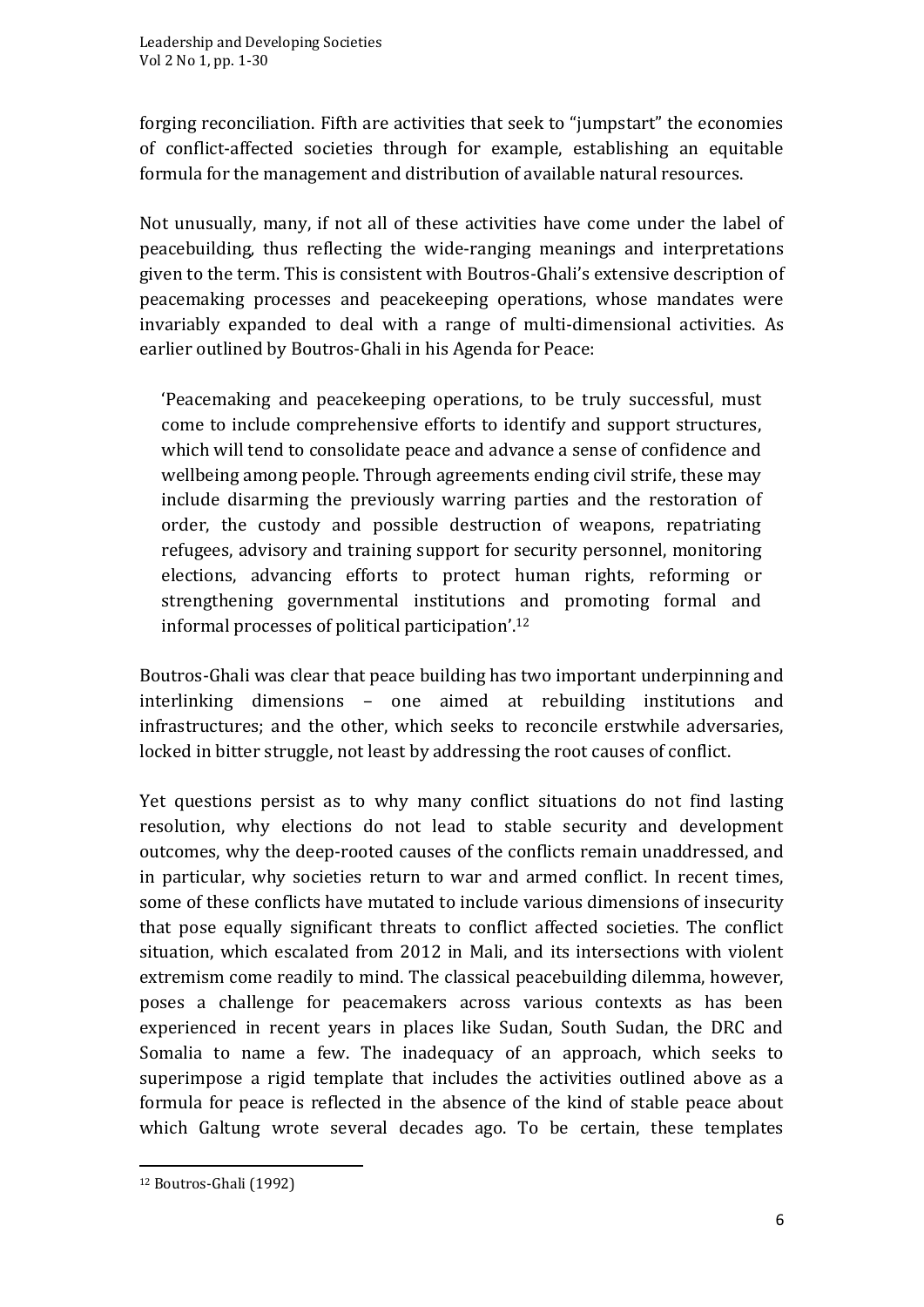forging reconciliation. Fifth are activities that seek to "jumpstart" the economies of conflict-affected societies through for example, establishing an equitable formula for the management and distribution of available natural resources.

Not unusually, many, if not all of these activities have come under the label of peacebuilding, thus reflecting the wide-ranging meanings and interpretations given to the term. This is consistent with Boutros-Ghali's extensive description of peacemaking processes and peacekeeping operations, whose mandates were invariably expanded to deal with a range of multi-dimensional activities. As earlier outlined by Boutros-Ghali in his Agenda for Peace:

> 'Peacemaking and peacekeeping operations, to be truly successful, must come to include comprehensive efforts to identify and support structures, which will tend to consolidate peace and advance a sense of confidence and wellbeing among people. Through agreements ending civil strife, these may include disarming the previously warring parties and the restoration of order, the custody and possible destruction of weapons, repatriating refugees, advisory and training support for security personnel, monitoring elections, advancing efforts to protect human rights, reforming or strengthening governmental institutions and promoting formal and informal processes of political participation'.[12]

Boutros-Ghali was clear that peace building has two important underpinning and interlinking dimensions – one aimed at rebuilding institutions and infrastructures; and the other, which seeks to reconcile erstwhile adversaries, locked in bitter struggle, not least by addressing the root causes of conflict.

Yet questions persist as to why many conflict situations do not find lasting resolution, why elections do not lead to stable security and development outcomes, why the deep-rooted causes of the conflicts remain unaddressed, and in particular, why societies return to war and armed conflict. In recent times, some of these conflicts have mutated to include various dimensions of insecurity that pose equally significant threats to conflict affected societies. The conflict situation, which escalated from 2012 in Mali, and its intersections with violent extremism come readily to mind. The classical peacebuilding dilemma, however, poses a challenge for peacemakers across various contexts as has been experienced in recent years in places like Sudan, South Sudan, the DRC and Somalia to name a few. The inadequacy of an approach, which seeks to superimpose a rigid template that includes the activities outlined above as a formula for peace is reflected in the absence of the kind of stable peace about which Galtung wrote several decades ago. To be certain, these templates

[12] Boutros-Ghali (1992)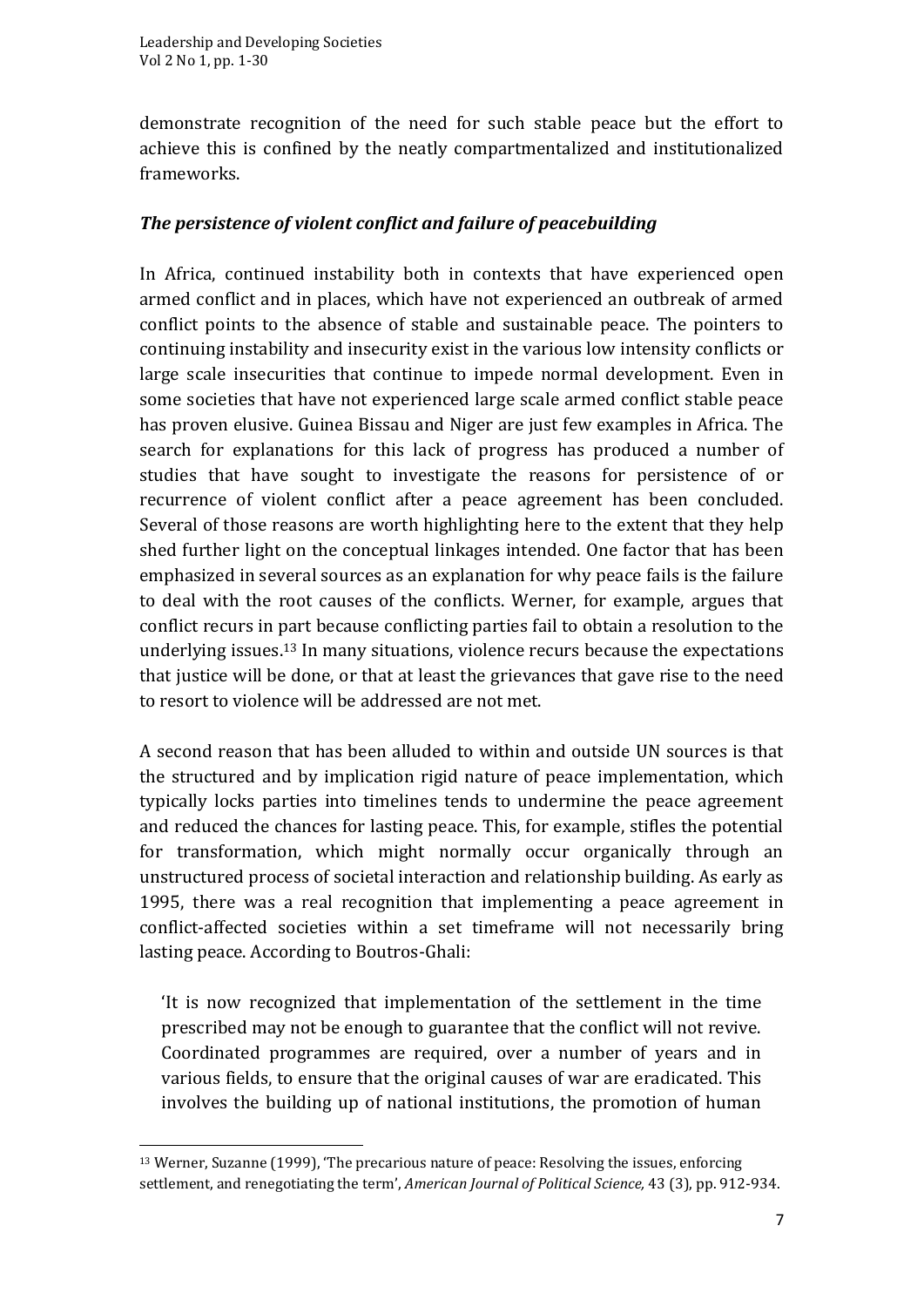demonstrate recognition of the need for such stable peace but the effort to achieve this is confined by the neatly compartmentalized and institutionalized frameworks.

### *The persistence of violent conflict and failure of peacebuilding*

In Africa, continued instability both in contexts that have experienced open armed conflict and in places, which have not experienced an outbreak of armed conflict points to the absence of stable and sustainable peace. The pointers to continuing instability and insecurity exist in the various low intensity conflicts or large scale insecurities that continue to impede normal development. Even in some societies that have not experienced large scale armed conflict stable peace has proven elusive. Guinea Bissau and Niger are just few examples in Africa. The search for explanations for this lack of progress has produced a number of studies that have sought to investigate the reasons for persistence of or recurrence of violent conflict after a peace agreement has been concluded. Several of those reasons are worth highlighting here to the extent that they help shed further light on the conceptual linkages intended. One factor that has been emphasized in several sources as an explanation for why peace fails is the failure to deal with the root causes of the conflicts. Werner, for example, argues that conflict recurs in part because conflicting parties fail to obtain a resolution to the underlying issues.[13] In many situations, violence recurs because the expectations that justice will be done, or that at least the grievances that gave rise to the need to resort to violence will be addressed are not met.

A second reason that has been alluded to within and outside UN sources is that the structured and by implication rigid nature of peace implementation, which typically locks parties into timelines tends to undermine the peace agreement and reduced the chances for lasting peace. This, for example, stifles the potential for transformation, which might normally occur organically through an unstructured process of societal interaction and relationship building. As early as 1995, there was a real recognition that implementing a peace agreement in conflict-affected societies within a set timeframe will not necessarily bring lasting peace. According to Boutros-Ghali:

> 'It is now recognized that implementation of the settlement in the time prescribed may not be enough to guarantee that the conflict will not revive. Coordinated programmes are required, over a number of years and in various fields, to ensure that the original causes of war are eradicated. This involves the building up of national institutions, the promotion of human

[13] Werner, Suzanne (1999), 'The precarious nature of peace: Resolving the issues, enforcing settlement, and renegotiating the term', *American Journal of Political Science,* 43 (3), pp. 912-934.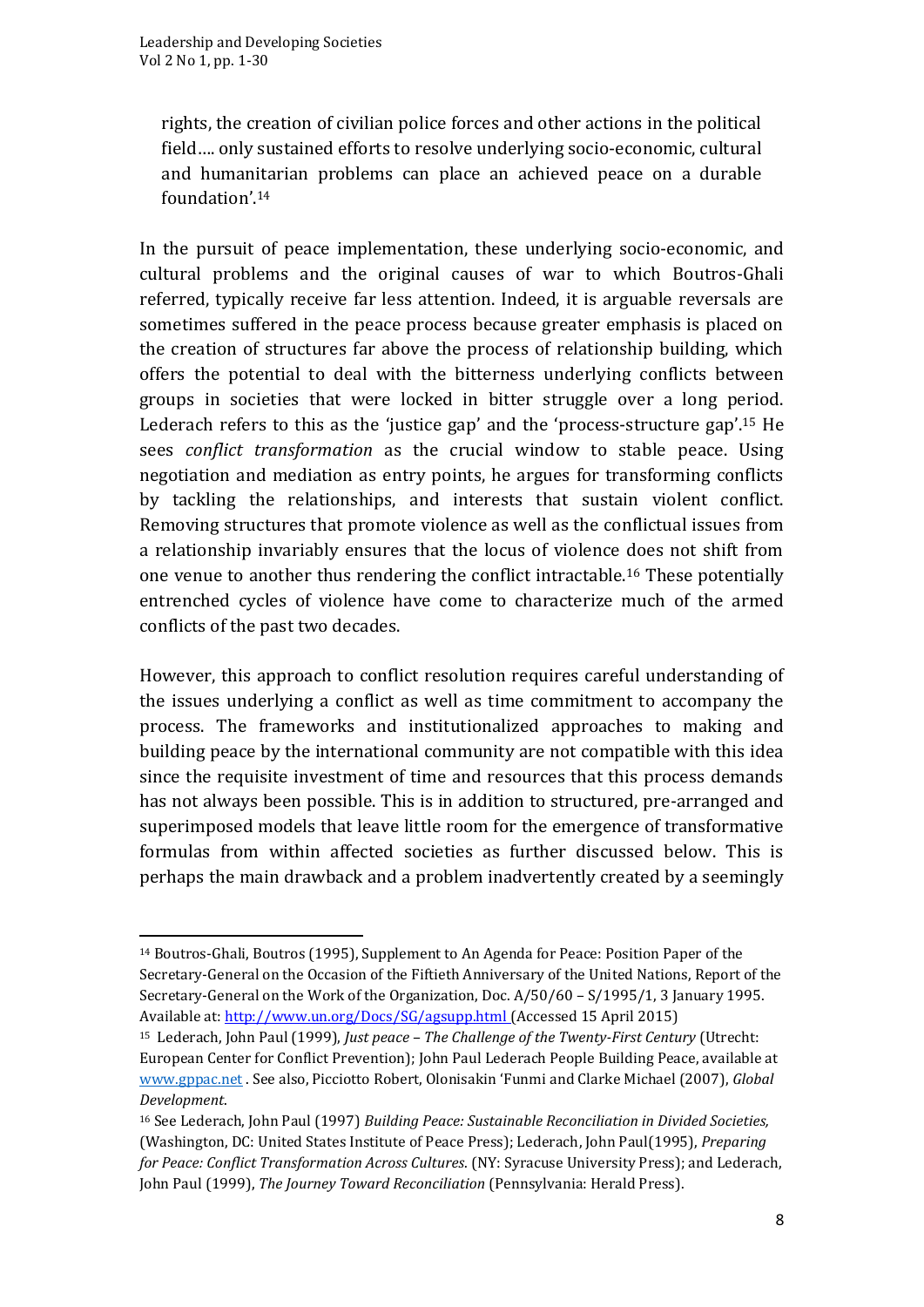rights, the creation of civilian police forces and other actions in the political field…. only sustained efforts to resolve underlying socio-economic, cultural and humanitarian problems can place an achieved peace on a durable foundation'.[14]

In the pursuit of peace implementation, these underlying socio-economic, and cultural problems and the original causes of war to which Boutros-Ghali referred, typically receive far less attention. Indeed, it is arguable reversals are sometimes suffered in the peace process because greater emphasis is placed on the creation of structures far above the process of relationship building, which offers the potential to deal with the bitterness underlying conflicts between groups in societies that were locked in bitter struggle over a long period. Lederach refers to this as the 'justice gap' and the 'process-structure gap'.[15] He sees *conflict transformation* as the crucial window to stable peace. Using negotiation and mediation as entry points, he argues for transforming conflicts by tackling the relationships, and interests that sustain violent conflict. Removing structures that promote violence as well as the conflictual issues from a relationship invariably ensures that the locus of violence does not shift from one venue to another thus rendering the conflict intractable.[16] These potentially entrenched cycles of violence have come to characterize much of the armed conflicts of the past two decades.

However, this approach to conflict resolution requires careful understanding of the issues underlying a conflict as well as time commitment to accompany the process. The frameworks and institutionalized approaches to making and building peace by the international community are not compatible with this idea since the requisite investment of time and resources that this process demands has not always been possible. This is in addition to structured, pre-arranged and superimposed models that leave little room for the emergence of transformative formulas from within affected societies as further discussed below. This is perhaps the main drawback and a problem inadvertently created by a seemingly

---

[14] Boutros-Ghali, Boutros (1995), Supplement to An Agenda for Peace: Position Paper of the Secretary-General on the Occasion of the Fiftieth Anniversary of the United Nations, Report of the Secretary-General on the Work of the Organization, Doc. A/50/60 – S/1995/1, 3 January 1995. Available at: http://www.un.org/Docs/SG/agsupp.html (Accessed 15 April 2015)

[15] Lederach, John Paul (1999), *Just peace – The Challenge of the Twenty-First Century* (Utrecht: European Center for Conflict Prevention); John Paul Lederach People Building Peace, available at www.gppac.net . See also, Picciotto Robert, Olonisakin 'Funmi and Clarke Michael (2007), *Global Development*.

[16] See Lederach, John Paul (1997) *Building Peace: Sustainable Reconciliation in Divided Societies,* (Washington, DC: United States Institute of Peace Press); Lederach, John Paul(1995), *Preparing for Peace: Conflict Transformation Across Cultures*. (NY: Syracuse University Press); and Lederach, John Paul (1999), *The Journey Toward Reconciliation* (Pennsylvania: Herald Press).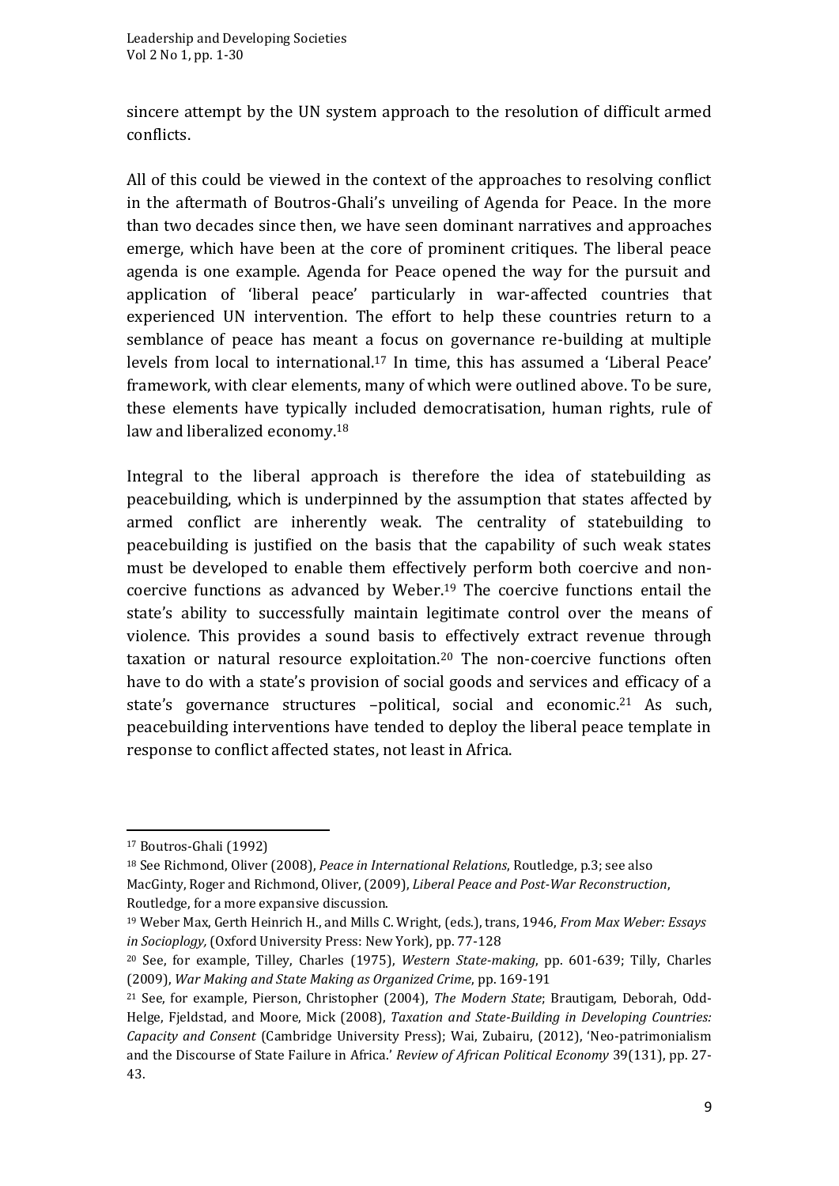sincere attempt by the UN system approach to the resolution of difficult armed conflicts.

All of this could be viewed in the context of the approaches to resolving conflict in the aftermath of Boutros-Ghali's unveiling of Agenda for Peace. In the more than two decades since then, we have seen dominant narratives and approaches emerge, which have been at the core of prominent critiques. The liberal peace agenda is one example. Agenda for Peace opened the way for the pursuit and application of 'liberal peace' particularly in war-affected countries that experienced UN intervention. The effort to help these countries return to a semblance of peace has meant a focus on governance re-building at multiple levels from local to international.[17] In time, this has assumed a 'Liberal Peace' framework, with clear elements, many of which were outlined above. To be sure, these elements have typically included democratisation, human rights, rule of law and liberalized economy.[18]

Integral to the liberal approach is therefore the idea of statebuilding as peacebuilding, which is underpinned by the assumption that states affected by armed conflict are inherently weak. The centrality of statebuilding to peacebuilding is justified on the basis that the capability of such weak states must be developed to enable them effectively perform both coercive and non-coercive functions as advanced by Weber.[19] The coercive functions entail the state's ability to successfully maintain legitimate control over the means of violence. This provides a sound basis to effectively extract revenue through taxation or natural resource exploitation.[20] The non-coercive functions often have to do with a state's provision of social goods and services and efficacy of a state's governance structures –political, social and economic.[21] As such, peacebuilding interventions have tended to deploy the liberal peace template in response to conflict affected states, not least in Africa.

---

[17] Boutros-Ghali (1992)

[18] See Richmond, Oliver (2008), *Peace in International Relations*, Routledge, p.3; see also MacGinty, Roger and Richmond, Oliver, (2009), *Liberal Peace and Post-War Reconstruction*, Routledge, for a more expansive discussion.

[19] Weber Max, Gerth Heinrich H., and Mills C. Wright, (eds.), trans, 1946, *From Max Weber: Essays in Socioplogy,* (Oxford University Press: New York), pp. 77-128

[20] See, for example, Tilley, Charles (1975), *Western State-making*, pp. 601-639; Tilly, Charles (2009), *War Making and State Making as Organized Crime*, pp. 169-191

[21] See, for example, Pierson, Christopher (2004), *The Modern State*; Brautigam, Deborah, Odd-Helge, Fjeldstad, and Moore, Mick (2008), *Taxation and State-Building in Developing Countries: Capacity and Consent* (Cambridge University Press); Wai, Zubairu, (2012), 'Neo-patrimonialism and the Discourse of State Failure in Africa.' *Review of African Political Economy* 39(131), pp. 27-43.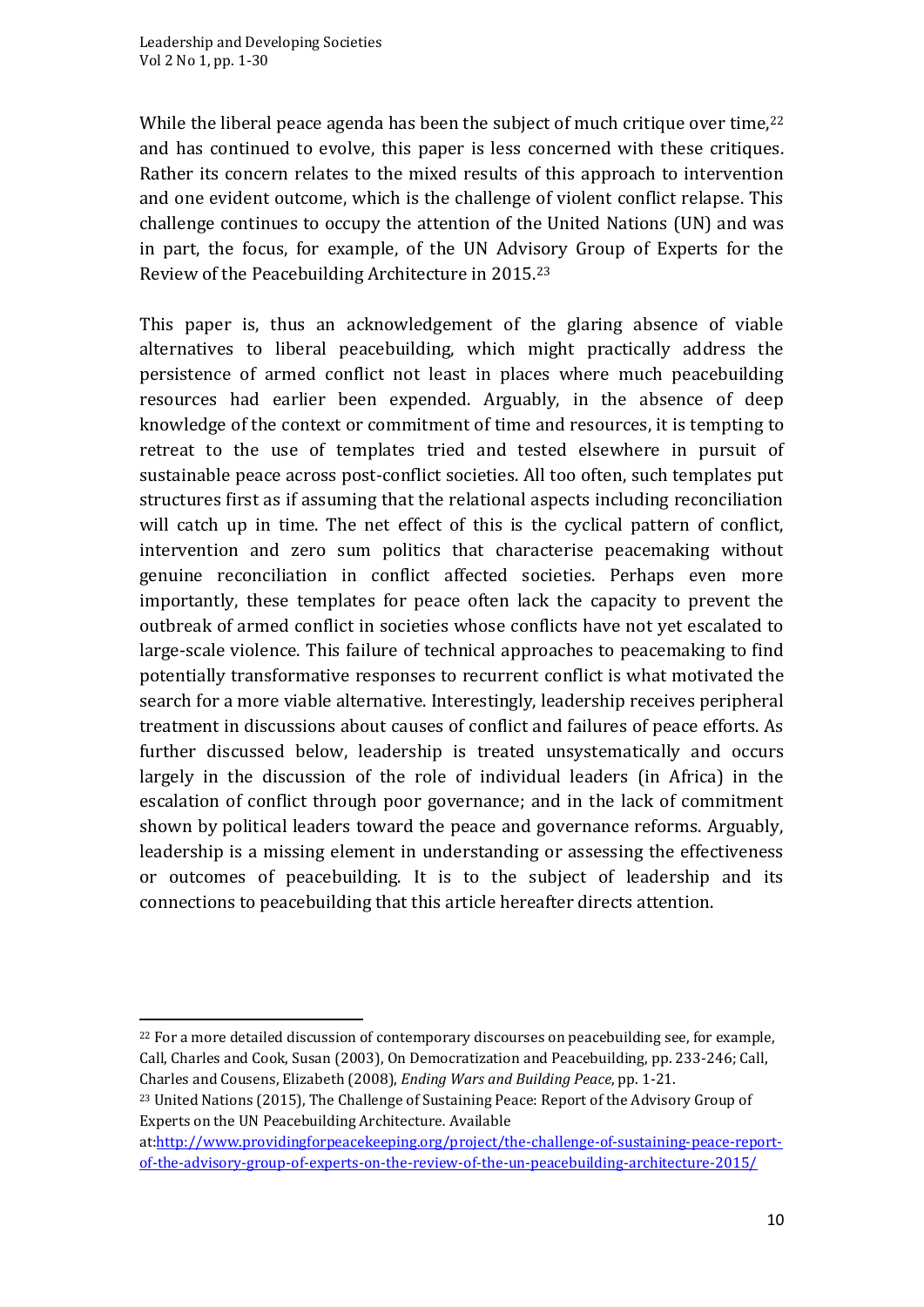While the liberal peace agenda has been the subject of much critique over time,[22] and has continued to evolve, this paper is less concerned with these critiques. Rather its concern relates to the mixed results of this approach to intervention and one evident outcome, which is the challenge of violent conflict relapse. This challenge continues to occupy the attention of the United Nations (UN) and was in part, the focus, for example, of the UN Advisory Group of Experts for the Review of the Peacebuilding Architecture in 2015.[23]

This paper is, thus an acknowledgement of the glaring absence of viable alternatives to liberal peacebuilding, which might practically address the persistence of armed conflict not least in places where much peacebuilding resources had earlier been expended. Arguably, in the absence of deep knowledge of the context or commitment of time and resources, it is tempting to retreat to the use of templates tried and tested elsewhere in pursuit of sustainable peace across post-conflict societies. All too often, such templates put structures first as if assuming that the relational aspects including reconciliation will catch up in time. The net effect of this is the cyclical pattern of conflict, intervention and zero sum politics that characterise peacemaking without genuine reconciliation in conflict affected societies. Perhaps even more importantly, these templates for peace often lack the capacity to prevent the outbreak of armed conflict in societies whose conflicts have not yet escalated to large-scale violence. This failure of technical approaches to peacemaking to find potentially transformative responses to recurrent conflict is what motivated the search for a more viable alternative. Interestingly, leadership receives peripheral treatment in discussions about causes of conflict and failures of peace efforts. As further discussed below, leadership is treated unsystematically and occurs largely in the discussion of the role of individual leaders (in Africa) in the escalation of conflict through poor governance; and in the lack of commitment shown by political leaders toward the peace and governance reforms. Arguably, leadership is a missing element in understanding or assessing the effectiveness or outcomes of peacebuilding. It is to the subject of leadership and its connections to peacebuilding that this article hereafter directs attention.

---

[22] For a more detailed discussion of contemporary discourses on peacebuilding see, for example, Call, Charles and Cook, Susan (2003), On Democratization and Peacebuilding, pp. 233-246; Call, Charles and Cousens, Elizabeth (2008), *Ending Wars and Building Peace*, pp. 1-21.

[23] United Nations (2015), The Challenge of Sustaining Peace: Report of the Advisory Group of Experts on the UN Peacebuilding Architecture. Available at:http://www.providingforpeacekeeping.org/project/the-challenge-of-sustaining-peace-report-of-the-advisory-group-of-experts-on-the-review-of-the-un-peacebuilding-architecture-2015/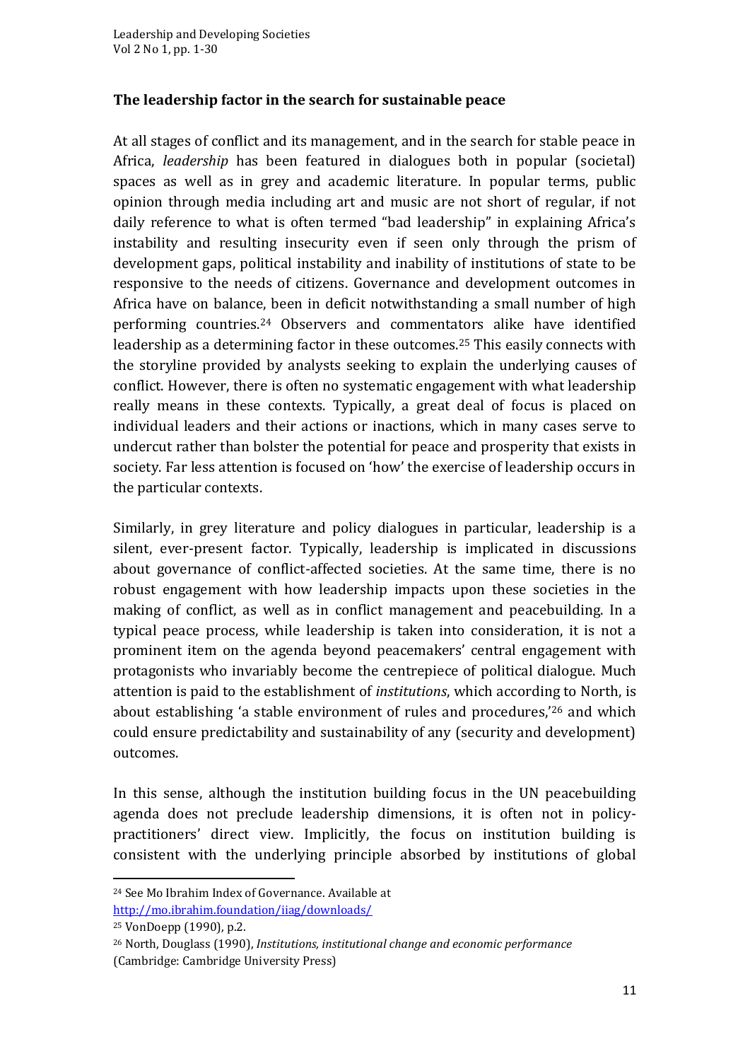## The leadership factor in the search for sustainable peace

At all stages of conflict and its management, and in the search for stable peace in Africa, *leadership* has been featured in dialogues both in popular (societal) spaces as well as in grey and academic literature. In popular terms, public opinion through media including art and music are not short of regular, if not daily reference to what is often termed "bad leadership" in explaining Africa's instability and resulting insecurity even if seen only through the prism of development gaps, political instability and inability of institutions of state to be responsive to the needs of citizens. Governance and development outcomes in Africa have on balance, been in deficit notwithstanding a small number of high performing countries.[24] Observers and commentators alike have identified leadership as a determining factor in these outcomes.[25] This easily connects with the storyline provided by analysts seeking to explain the underlying causes of conflict. However, there is often no systematic engagement with what leadership really means in these contexts. Typically, a great deal of focus is placed on individual leaders and their actions or inactions, which in many cases serve to undercut rather than bolster the potential for peace and prosperity that exists in society. Far less attention is focused on 'how' the exercise of leadership occurs in the particular contexts.

Similarly, in grey literature and policy dialogues in particular, leadership is a silent, ever-present factor. Typically, leadership is implicated in discussions about governance of conflict-affected societies. At the same time, there is no robust engagement with how leadership impacts upon these societies in the making of conflict, as well as in conflict management and peacebuilding. In a typical peace process, while leadership is taken into consideration, it is not a prominent item on the agenda beyond peacemakers' central engagement with protagonists who invariably become the centrepiece of political dialogue. Much attention is paid to the establishment of *institutions*, which according to North, is about establishing 'a stable environment of rules and procedures,'[26] and which could ensure predictability and sustainability of any (security and development) outcomes.

In this sense, although the institution building focus in the UN peacebuilding agenda does not preclude leadership dimensions, it is often not in policy-practitioners' direct view. Implicitly, the focus on institution building is consistent with the underlying principle absorbed by institutions of global

---

[24] See Mo Ibrahim Index of Governance. Available at http://mo.ibrahim.foundation/iiag/downloads/

[25] VonDoepp (1990), p.2.

[26] North, Douglass (1990), *Institutions, institutional change and economic performance* (Cambridge: Cambridge University Press)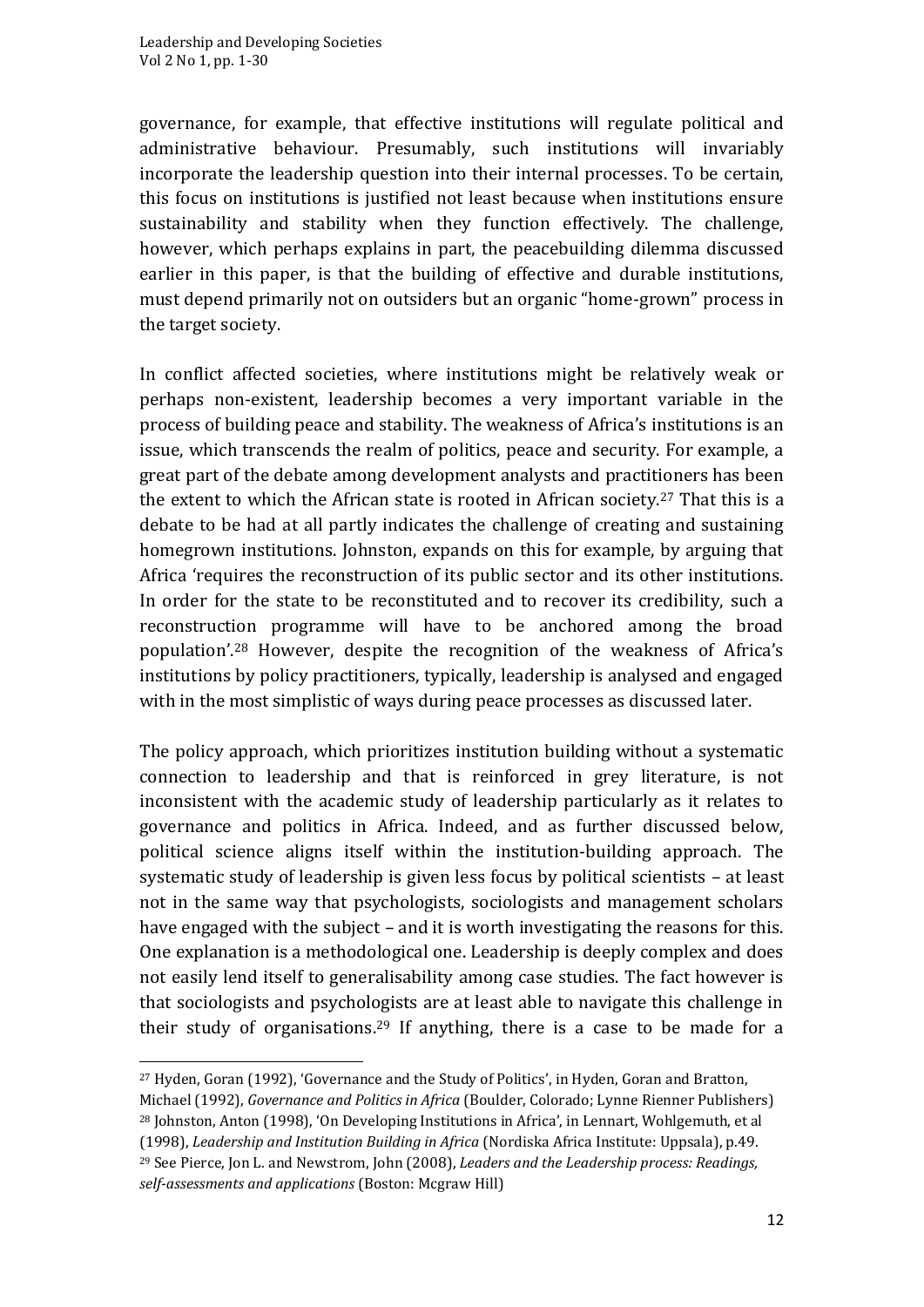governance, for example, that effective institutions will regulate political and administrative behaviour. Presumably, such institutions will invariably incorporate the leadership question into their internal processes. To be certain, this focus on institutions is justified not least because when institutions ensure sustainability and stability when they function effectively. The challenge, however, which perhaps explains in part, the peacebuilding dilemma discussed earlier in this paper, is that the building of effective and durable institutions, must depend primarily not on outsiders but an organic "home-grown" process in the target society.

In conflict affected societies, where institutions might be relatively weak or perhaps non-existent, leadership becomes a very important variable in the process of building peace and stability. The weakness of Africa's institutions is an issue, which transcends the realm of politics, peace and security. For example, a great part of the debate among development analysts and practitioners has been the extent to which the African state is rooted in African society.[27] That this is a debate to be had at all partly indicates the challenge of creating and sustaining homegrown institutions. Johnston, expands on this for example, by arguing that Africa 'requires the reconstruction of its public sector and its other institutions. In order for the state to be reconstituted and to recover its credibility, such a reconstruction programme will have to be anchored among the broad population'.[28] However, despite the recognition of the weakness of Africa's institutions by policy practitioners, typically, leadership is analysed and engaged with in the most simplistic of ways during peace processes as discussed later.

The policy approach, which prioritizes institution building without a systematic connection to leadership and that is reinforced in grey literature, is not inconsistent with the academic study of leadership particularly as it relates to governance and politics in Africa. Indeed, and as further discussed below, political science aligns itself within the institution-building approach. The systematic study of leadership is given less focus by political scientists – at least not in the same way that psychologists, sociologists and management scholars have engaged with the subject – and it is worth investigating the reasons for this. One explanation is a methodological one. Leadership is deeply complex and does not easily lend itself to generalisability among case studies. The fact however is that sociologists and psychologists are at least able to navigate this challenge in their study of organisations.[29] If anything, there is a case to be made for a

---

[27] Hyden, Goran (1992), 'Governance and the Study of Politics', in Hyden, Goran and Bratton, Michael (1992), *Governance and Politics in Africa* (Boulder, Colorado; Lynne Rienner Publishers)

[28] Johnston, Anton (1998), 'On Developing Institutions in Africa', in Lennart, Wohlgemuth, et al (1998), *Leadership and Institution Building in Africa* (Nordiska Africa Institute: Uppsala), p.49.

[29] See Pierce, Jon L. and Newstrom, John (2008), *Leaders and the Leadership process: Readings, self-assessments and applications* (Boston: Mcgraw Hill)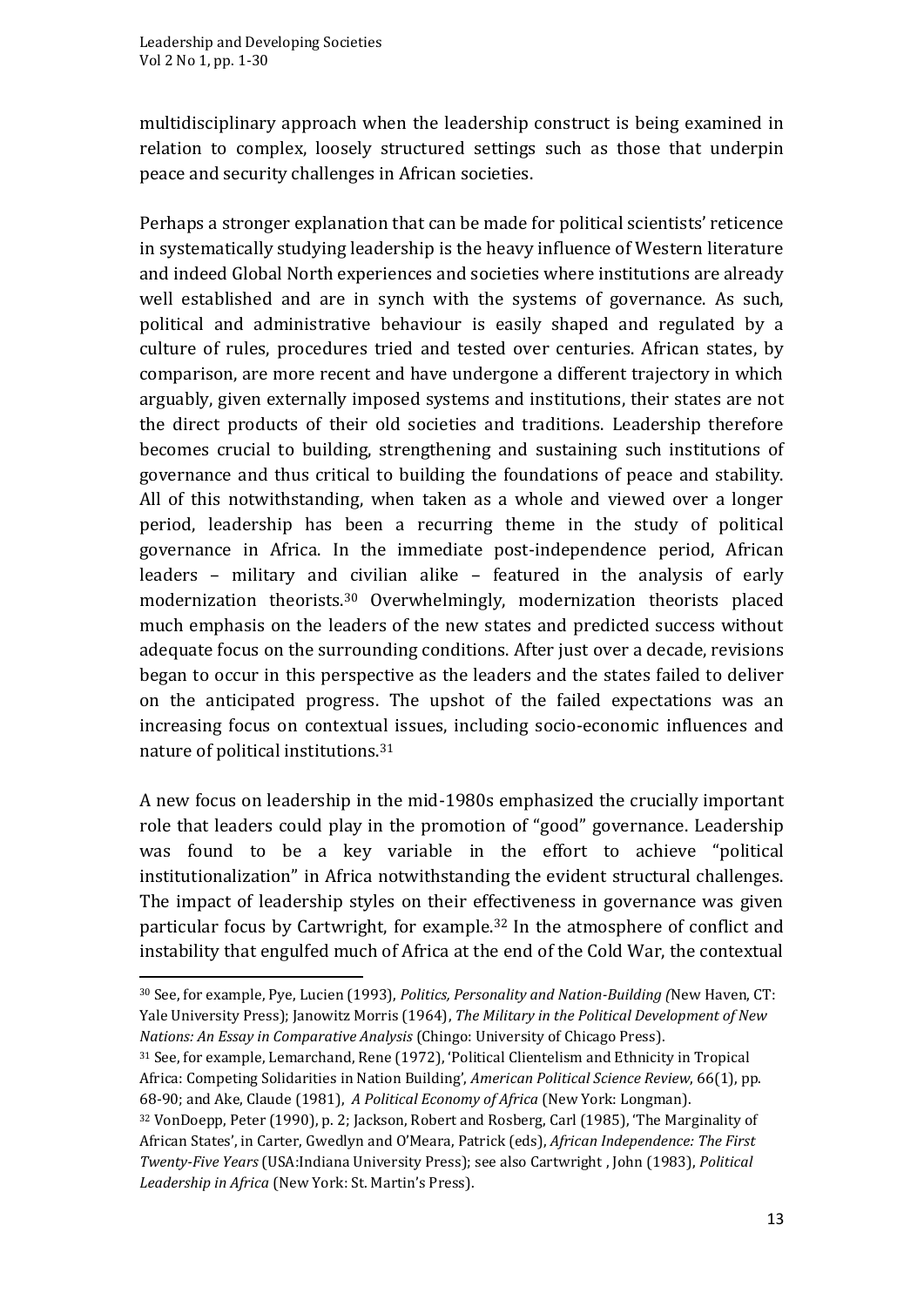multidisciplinary approach when the leadership construct is being examined in relation to complex, loosely structured settings such as those that underpin peace and security challenges in African societies.

Perhaps a stronger explanation that can be made for political scientists' reticence in systematically studying leadership is the heavy influence of Western literature and indeed Global North experiences and societies where institutions are already well established and are in synch with the systems of governance. As such, political and administrative behaviour is easily shaped and regulated by a culture of rules, procedures tried and tested over centuries. African states, by comparison, are more recent and have undergone a different trajectory in which arguably, given externally imposed systems and institutions, their states are not the direct products of their old societies and traditions. Leadership therefore becomes crucial to building, strengthening and sustaining such institutions of governance and thus critical to building the foundations of peace and stability. All of this notwithstanding, when taken as a whole and viewed over a longer period, leadership has been a recurring theme in the study of political governance in Africa. In the immediate post-independence period, African leaders – military and civilian alike – featured in the analysis of early modernization theorists.[30] Overwhelmingly, modernization theorists placed much emphasis on the leaders of the new states and predicted success without adequate focus on the surrounding conditions. After just over a decade, revisions began to occur in this perspective as the leaders and the states failed to deliver on the anticipated progress. The upshot of the failed expectations was an increasing focus on contextual issues, including socio-economic influences and nature of political institutions.[31]

A new focus on leadership in the mid-1980s emphasized the crucially important role that leaders could play in the promotion of "good" governance. Leadership was found to be a key variable in the effort to achieve "political institutionalization" in Africa notwithstanding the evident structural challenges. The impact of leadership styles on their effectiveness in governance was given particular focus by Cartwright, for example.[32] In the atmosphere of conflict and instability that engulfed much of Africa at the end of the Cold War, the contextual

---

[30] See, for example, Pye, Lucien (1993), *Politics, Personality and Nation-Building (*New Haven, CT: Yale University Press); Janowitz Morris (1964), *The Military in the Political Development of New Nations: An Essay in Comparative Analysis* (Chingo: University of Chicago Press).

[31] See, for example, Lemarchand, Rene (1972), 'Political Clientelism and Ethnicity in Tropical Africa: Competing Solidarities in Nation Building', *American Political Science Review*, 66(1), pp. 68-90; and Ake, Claude (1981), *A Political Economy of Africa* (New York: Longman).

[32] VonDoepp, Peter (1990), p. 2; Jackson, Robert and Rosberg, Carl (1985), 'The Marginality of African States', in Carter, Gwedlyn and O'Meara, Patrick (eds), *African Independence: The First Twenty-Five Years* (USA:Indiana University Press); see also Cartwright , John (1983), *Political Leadership in Africa* (New York: St. Martin's Press).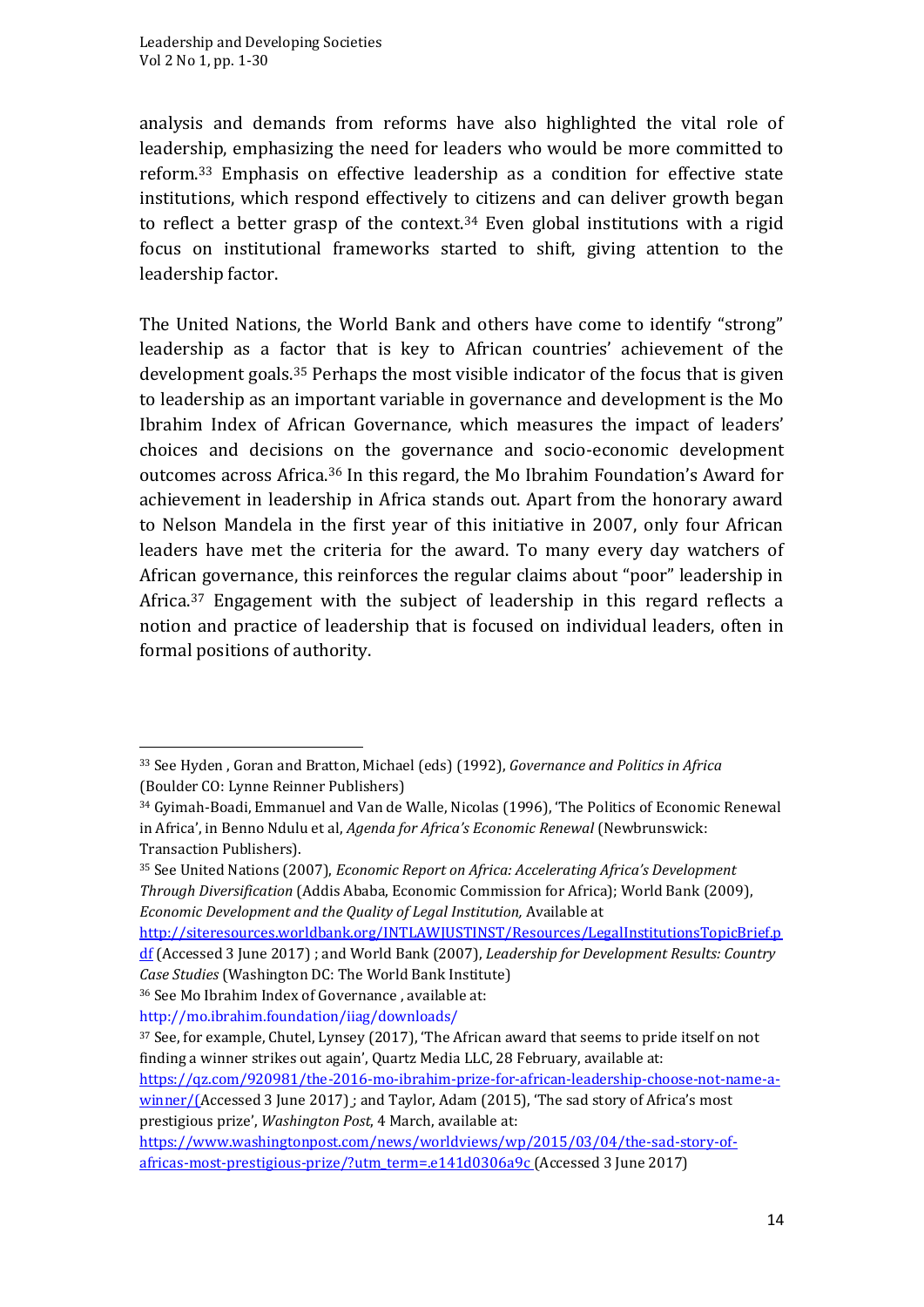analysis and demands from reforms have also highlighted the vital role of leadership, emphasizing the need for leaders who would be more committed to reform.[33] Emphasis on effective leadership as a condition for effective state institutions, which respond effectively to citizens and can deliver growth began to reflect a better grasp of the context.[34] Even global institutions with a rigid focus on institutional frameworks started to shift, giving attention to the leadership factor.

The United Nations, the World Bank and others have come to identify "strong" leadership as a factor that is key to African countries' achievement of the development goals.[35] Perhaps the most visible indicator of the focus that is given to leadership as an important variable in governance and development is the Mo Ibrahim Index of African Governance, which measures the impact of leaders' choices and decisions on the governance and socio-economic development outcomes across Africa.[36] In this regard, the Mo Ibrahim Foundation's Award for achievement in leadership in Africa stands out. Apart from the honorary award to Nelson Mandela in the first year of this initiative in 2007, only four African leaders have met the criteria for the award. To many every day watchers of African governance, this reinforces the regular claims about "poor" leadership in Africa.[37] Engagement with the subject of leadership in this regard reflects a notion and practice of leadership that is focused on individual leaders, often in formal positions of authority.

---

[33] See Hyden , Goran and Bratton, Michael (eds) (1992), *Governance and Politics in Africa* (Boulder CO: Lynne Reinner Publishers)

[34] Gyimah-Boadi, Emmanuel and Van de Walle, Nicolas (1996), 'The Politics of Economic Renewal in Africa', in Benno Ndulu et al, *Agenda for Africa's Economic Renewal* (Newbrunswick: Transaction Publishers).

[35] See United Nations (2007), *Economic Report on Africa: Accelerating Africa's Development Through Diversification* (Addis Ababa, Economic Commission for Africa); World Bank (2009), *Economic Development and the Quality of Legal Institution,* Available at http://siteresources.worldbank.org/INTLAWJUSTINST/Resources/LegalInstitutionsTopicBrief.pdf (Accessed 3 June 2017) ; and World Bank (2007), *Leadership for Development Results: Country Case Studies* (Washington DC: The World Bank Institute)

[36] See Mo Ibrahim Index of Governance , available at: http://mo.ibrahim.foundation/iiag/downloads/

[37] See, for example, Chutel, Lynsey (2017), 'The African award that seems to pride itself on not finding a winner strikes out again', Quartz Media LLC, 28 February, available at: https://qz.com/920981/the-2016-mo-ibrahim-prize-for-african-leadership-choose-not-name-a-winner/(Accessed 3 June 2017) ; and Taylor, Adam (2015), 'The sad story of Africa's most prestigious prize', *Washington Post*, 4 March, available at: https://www.washingtonpost.com/news/worldviews/wp/2015/03/04/the-sad-story-of-africas-most-prestigious-prize/?utm_term=.e141d0306a9c (Accessed 3 June 2017)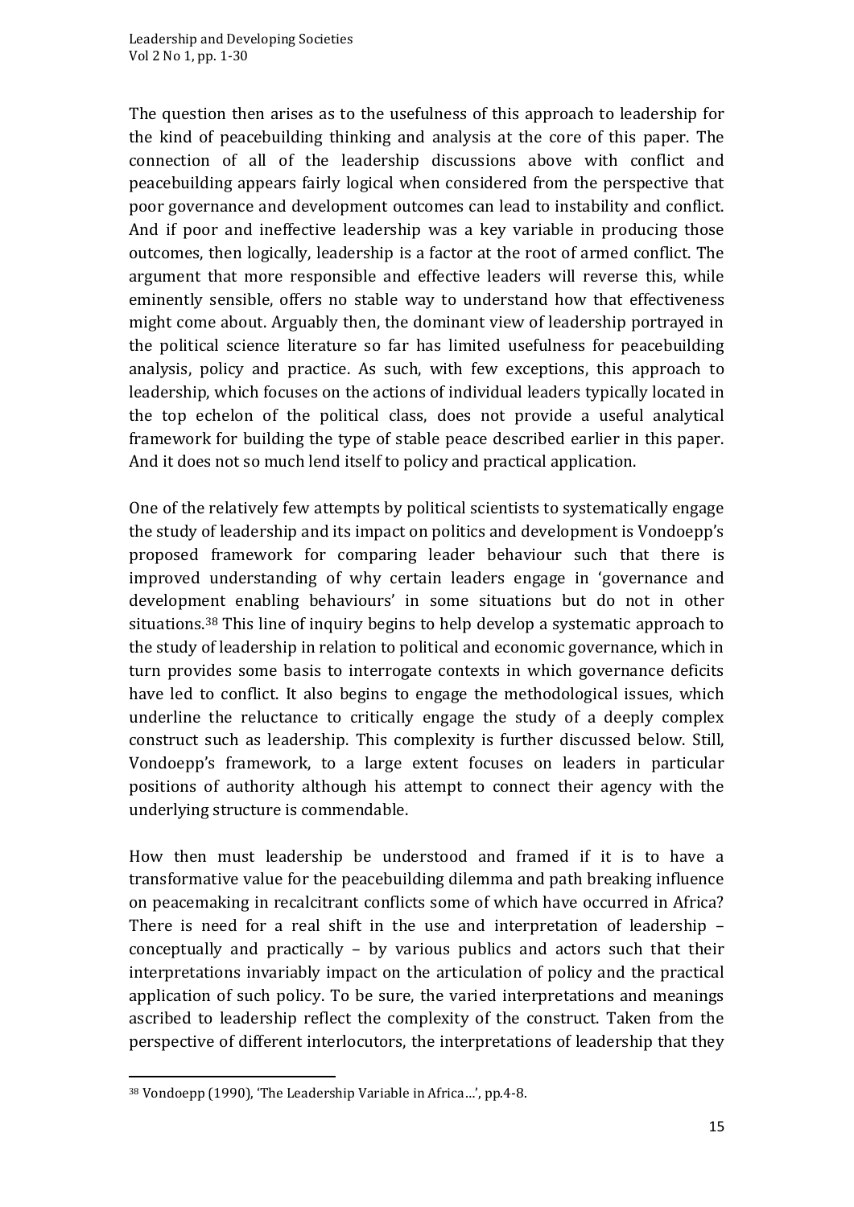The question then arises as to the usefulness of this approach to leadership for the kind of peacebuilding thinking and analysis at the core of this paper. The connection of all of the leadership discussions above with conflict and peacebuilding appears fairly logical when considered from the perspective that poor governance and development outcomes can lead to instability and conflict. And if poor and ineffective leadership was a key variable in producing those outcomes, then logically, leadership is a factor at the root of armed conflict. The argument that more responsible and effective leaders will reverse this, while eminently sensible, offers no stable way to understand how that effectiveness might come about. Arguably then, the dominant view of leadership portrayed in the political science literature so far has limited usefulness for peacebuilding analysis, policy and practice. As such, with few exceptions, this approach to leadership, which focuses on the actions of individual leaders typically located in the top echelon of the political class, does not provide a useful analytical framework for building the type of stable peace described earlier in this paper. And it does not so much lend itself to policy and practical application.

One of the relatively few attempts by political scientists to systematically engage the study of leadership and its impact on politics and development is Vondoepp's proposed framework for comparing leader behaviour such that there is improved understanding of why certain leaders engage in 'governance and development enabling behaviours' in some situations but do not in other situations.[38] This line of inquiry begins to help develop a systematic approach to the study of leadership in relation to political and economic governance, which in turn provides some basis to interrogate contexts in which governance deficits have led to conflict. It also begins to engage the methodological issues, which underline the reluctance to critically engage the study of a deeply complex construct such as leadership. This complexity is further discussed below. Still, Vondoepp's framework, to a large extent focuses on leaders in particular positions of authority although his attempt to connect their agency with the underlying structure is commendable.

How then must leadership be understood and framed if it is to have a transformative value for the peacebuilding dilemma and path breaking influence on peacemaking in recalcitrant conflicts some of which have occurred in Africa? There is need for a real shift in the use and interpretation of leadership – conceptually and practically – by various publics and actors such that their interpretations invariably impact on the articulation of policy and the practical application of such policy. To be sure, the varied interpretations and meanings ascribed to leadership reflect the complexity of the construct. Taken from the perspective of different interlocutors, the interpretations of leadership that they

[38] Vondoepp (1990), 'The Leadership Variable in Africa…', pp.4-8.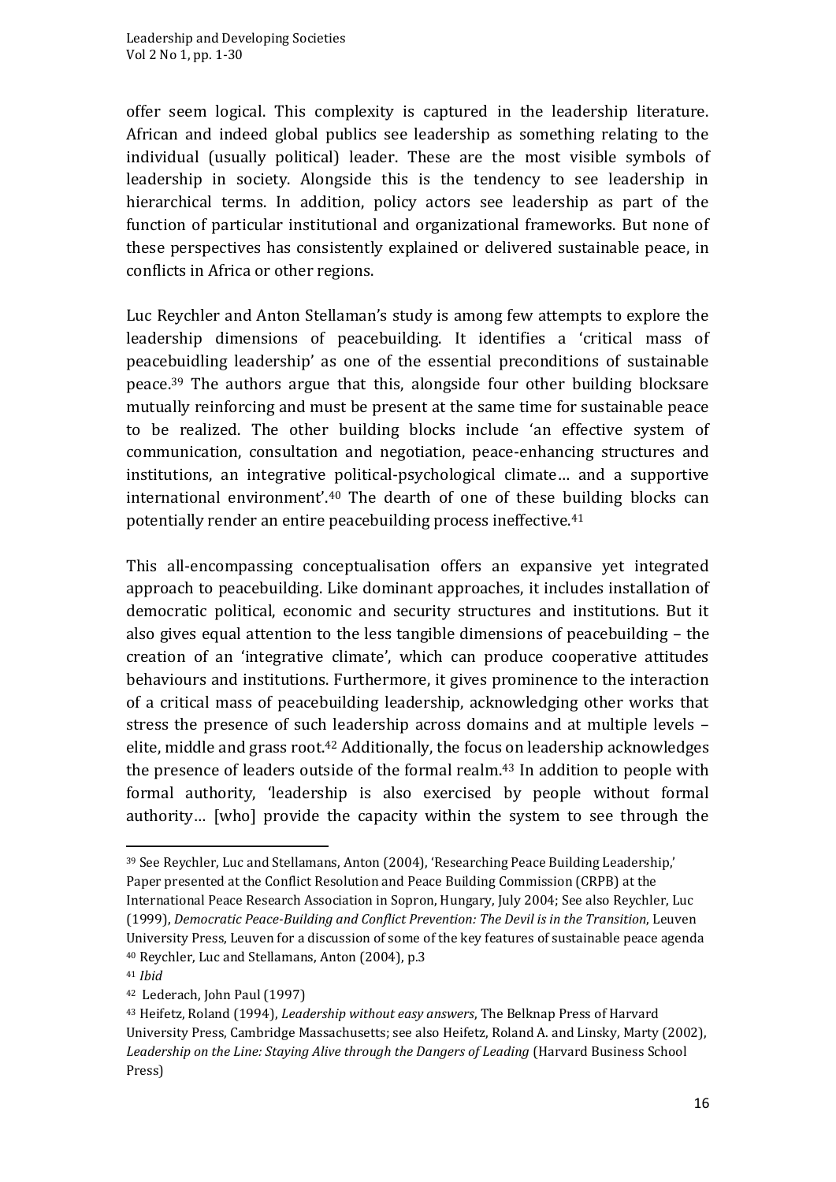offer seem logical. This complexity is captured in the leadership literature. African and indeed global publics see leadership as something relating to the individual (usually political) leader. These are the most visible symbols of leadership in society. Alongside this is the tendency to see leadership in hierarchical terms. In addition, policy actors see leadership as part of the function of particular institutional and organizational frameworks. But none of these perspectives has consistently explained or delivered sustainable peace, in conflicts in Africa or other regions.

Luc Reychler and Anton Stellaman's study is among few attempts to explore the leadership dimensions of peacebuilding. It identifies a 'critical mass of peacebuidling leadership' as one of the essential preconditions of sustainable peace.[39] The authors argue that this, alongside four other building blocksare mutually reinforcing and must be present at the same time for sustainable peace to be realized. The other building blocks include 'an effective system of communication, consultation and negotiation, peace-enhancing structures and institutions, an integrative political-psychological climate… and a supportive international environment'.[40] The dearth of one of these building blocks can potentially render an entire peacebuilding process ineffective.[41]

This all-encompassing conceptualisation offers an expansive yet integrated approach to peacebuilding. Like dominant approaches, it includes installation of democratic political, economic and security structures and institutions. But it also gives equal attention to the less tangible dimensions of peacebuilding – the creation of an 'integrative climate', which can produce cooperative attitudes behaviours and institutions. Furthermore, it gives prominence to the interaction of a critical mass of peacebuilding leadership, acknowledging other works that stress the presence of such leadership across domains and at multiple levels – elite, middle and grass root.[42] Additionally, the focus on leadership acknowledges the presence of leaders outside of the formal realm.[43] In addition to people with formal authority, 'leadership is also exercised by people without formal authority… [who] provide the capacity within the system to see through the

---

[39] See Reychler, Luc and Stellamans, Anton (2004), 'Researching Peace Building Leadership,' Paper presented at the Conflict Resolution and Peace Building Commission (CRPB) at the International Peace Research Association in Sopron, Hungary, July 2004; See also Reychler, Luc (1999), *Democratic Peace-Building and Conflict Prevention: The Devil is in the Transition*, Leuven University Press, Leuven for a discussion of some of the key features of sustainable peace agenda

[40] Reychler, Luc and Stellamans, Anton (2004), p.3

[41] *Ibid*

[42] Lederach, John Paul (1997)

[43] Heifetz, Roland (1994), *Leadership without easy answers*, The Belknap Press of Harvard University Press, Cambridge Massachusetts; see also Heifetz, Roland A. and Linsky, Marty (2002), *Leadership on the Line: Staying Alive through the Dangers of Leading* (Harvard Business School Press)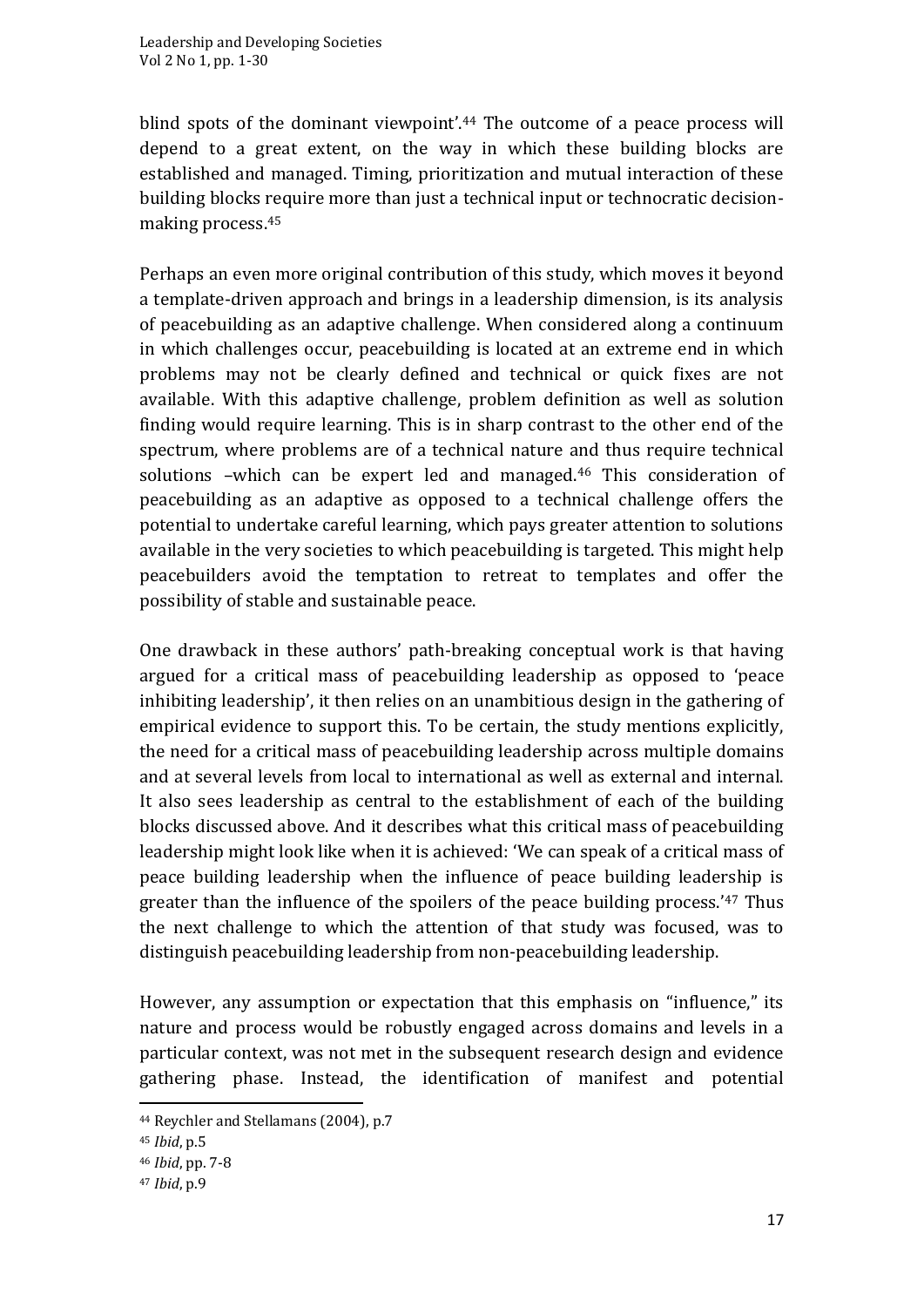blind spots of the dominant viewpoint'.[44] The outcome of a peace process will depend to a great extent, on the way in which these building blocks are established and managed. Timing, prioritization and mutual interaction of these building blocks require more than just a technical input or technocratic decision-making process.[45]

Perhaps an even more original contribution of this study, which moves it beyond a template-driven approach and brings in a leadership dimension, is its analysis of peacebuilding as an adaptive challenge. When considered along a continuum in which challenges occur, peacebuilding is located at an extreme end in which problems may not be clearly defined and technical or quick fixes are not available. With this adaptive challenge, problem definition as well as solution finding would require learning. This is in sharp contrast to the other end of the spectrum, where problems are of a technical nature and thus require technical solutions –which can be expert led and managed.[46] This consideration of peacebuilding as an adaptive as opposed to a technical challenge offers the potential to undertake careful learning, which pays greater attention to solutions available in the very societies to which peacebuilding is targeted. This might help peacebuilders avoid the temptation to retreat to templates and offer the possibility of stable and sustainable peace.

One drawback in these authors' path-breaking conceptual work is that having argued for a critical mass of peacebuilding leadership as opposed to 'peace inhibiting leadership', it then relies on an unambitious design in the gathering of empirical evidence to support this. To be certain, the study mentions explicitly, the need for a critical mass of peacebuilding leadership across multiple domains and at several levels from local to international as well as external and internal. It also sees leadership as central to the establishment of each of the building blocks discussed above. And it describes what this critical mass of peacebuilding leadership might look like when it is achieved: 'We can speak of a critical mass of peace building leadership when the influence of peace building leadership is greater than the influence of the spoilers of the peace building process.'[47] Thus the next challenge to which the attention of that study was focused, was to distinguish peacebuilding leadership from non-peacebuilding leadership.

However, any assumption or expectation that this emphasis on "influence," its nature and process would be robustly engaged across domains and levels in a particular context, was not met in the subsequent research design and evidence gathering phase. Instead, the identification of manifest and potential

---

[44] Reychler and Stellamans (2004), p.7

[45] *Ibid*, p.5

[46] *Ibid*, pp. 7-8

[47] *Ibid*, p.9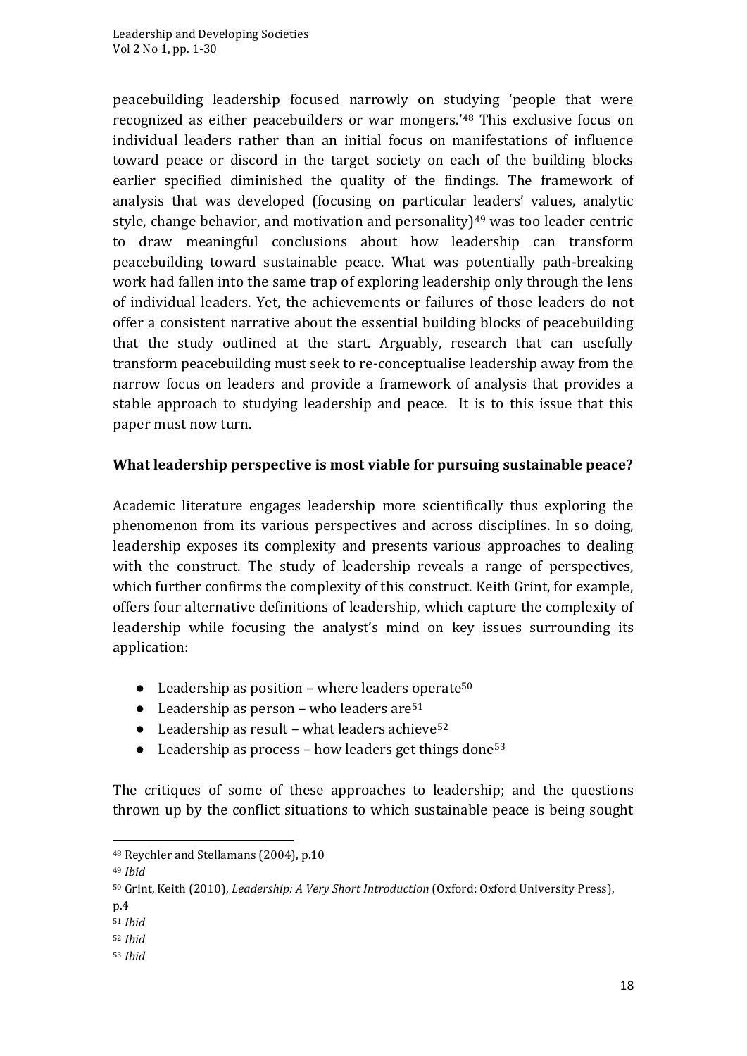peacebuilding leadership focused narrowly on studying 'people that were recognized as either peacebuilders or war mongers.'[48] This exclusive focus on individual leaders rather than an initial focus on manifestations of influence toward peace or discord in the target society on each of the building blocks earlier specified diminished the quality of the findings. The framework of analysis that was developed (focusing on particular leaders' values, analytic style, change behavior, and motivation and personality)[49] was too leader centric to draw meaningful conclusions about how leadership can transform peacebuilding toward sustainable peace. What was potentially path-breaking work had fallen into the same trap of exploring leadership only through the lens of individual leaders. Yet, the achievements or failures of those leaders do not offer a consistent narrative about the essential building blocks of peacebuilding that the study outlined at the start. Arguably, research that can usefully transform peacebuilding must seek to re-conceptualise leadership away from the narrow focus on leaders and provide a framework of analysis that provides a stable approach to studying leadership and peace. It is to this issue that this paper must now turn.

**What leadership perspective is most viable for pursuing sustainable peace?**

Academic literature engages leadership more scientifically thus exploring the phenomenon from its various perspectives and across disciplines. In so doing, leadership exposes its complexity and presents various approaches to dealing with the construct. The study of leadership reveals a range of perspectives, which further confirms the complexity of this construct. Keith Grint, for example, offers four alternative definitions of leadership, which capture the complexity of leadership while focusing the analyst's mind on key issues surrounding its application:

- Leadership as position – where leaders operate[50]
- Leadership as person – who leaders are[51]
- Leadership as result – what leaders achieve[52]
- Leadership as process – how leaders get things done[53]

The critiques of some of these approaches to leadership; and the questions thrown up by the conflict situations to which sustainable peace is being sought

---

[48] Reychler and Stellamans (2004), p.10

[49] *Ibid*

[50] Grint, Keith (2010), *Leadership: A Very Short Introduction* (Oxford: Oxford University Press), p.4

[51] *Ibid*

[52] *Ibid*

[53] *Ibid*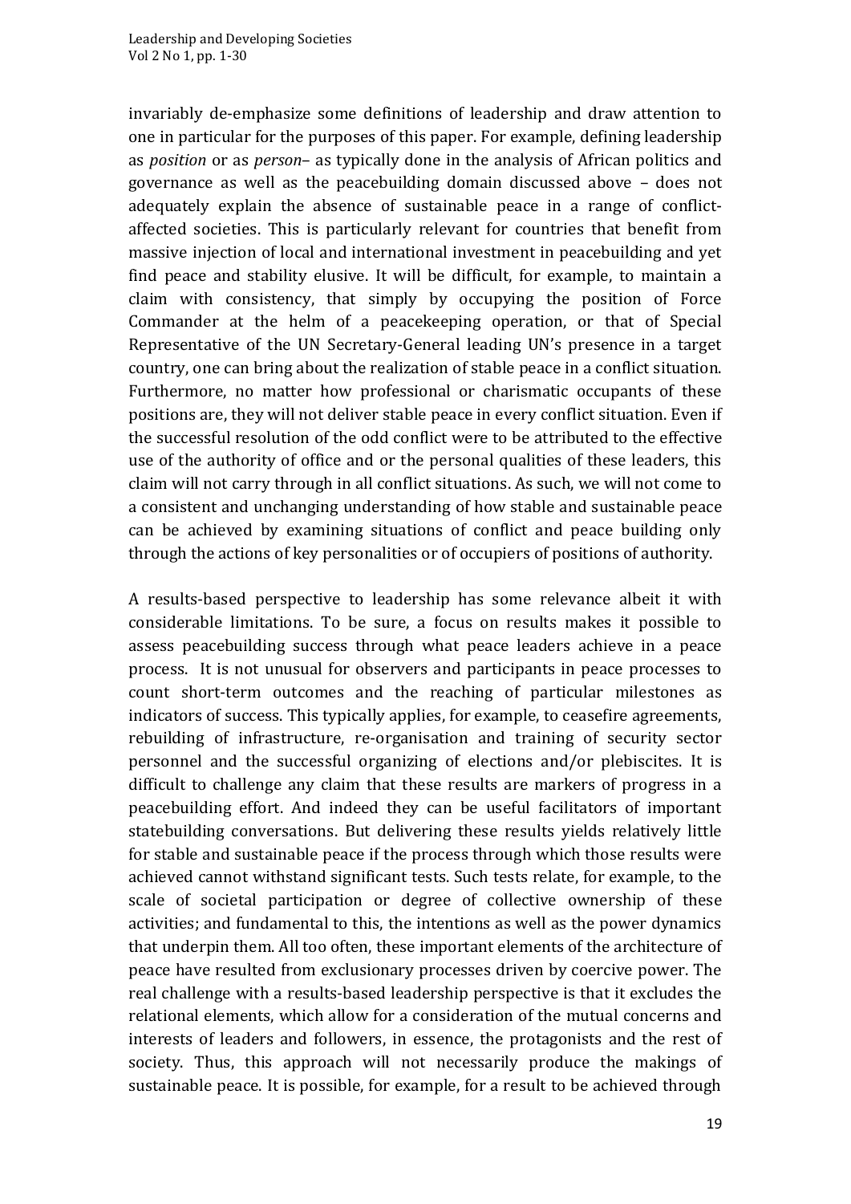invariably de-emphasize some definitions of leadership and draw attention to one in particular for the purposes of this paper. For example, defining leadership as *position* or as *person*– as typically done in the analysis of African politics and governance as well as the peacebuilding domain discussed above – does not adequately explain the absence of sustainable peace in a range of conflict-affected societies. This is particularly relevant for countries that benefit from massive injection of local and international investment in peacebuilding and yet find peace and stability elusive. It will be difficult, for example, to maintain a claim with consistency, that simply by occupying the position of Force Commander at the helm of a peacekeeping operation, or that of Special Representative of the UN Secretary-General leading UN's presence in a target country, one can bring about the realization of stable peace in a conflict situation. Furthermore, no matter how professional or charismatic occupants of these positions are, they will not deliver stable peace in every conflict situation. Even if the successful resolution of the odd conflict were to be attributed to the effective use of the authority of office and or the personal qualities of these leaders, this claim will not carry through in all conflict situations. As such, we will not come to a consistent and unchanging understanding of how stable and sustainable peace can be achieved by examining situations of conflict and peace building only through the actions of key personalities or of occupiers of positions of authority.

A results-based perspective to leadership has some relevance albeit it with considerable limitations. To be sure, a focus on results makes it possible to assess peacebuilding success through what peace leaders achieve in a peace process. It is not unusual for observers and participants in peace processes to count short-term outcomes and the reaching of particular milestones as indicators of success. This typically applies, for example, to ceasefire agreements, rebuilding of infrastructure, re-organisation and training of security sector personnel and the successful organizing of elections and/or plebiscites. It is difficult to challenge any claim that these results are markers of progress in a peacebuilding effort. And indeed they can be useful facilitators of important statebuilding conversations. But delivering these results yields relatively little for stable and sustainable peace if the process through which those results were achieved cannot withstand significant tests. Such tests relate, for example, to the scale of societal participation or degree of collective ownership of these activities; and fundamental to this, the intentions as well as the power dynamics that underpin them. All too often, these important elements of the architecture of peace have resulted from exclusionary processes driven by coercive power. The real challenge with a results-based leadership perspective is that it excludes the relational elements, which allow for a consideration of the mutual concerns and interests of leaders and followers, in essence, the protagonists and the rest of society. Thus, this approach will not necessarily produce the makings of sustainable peace. It is possible, for example, for a result to be achieved through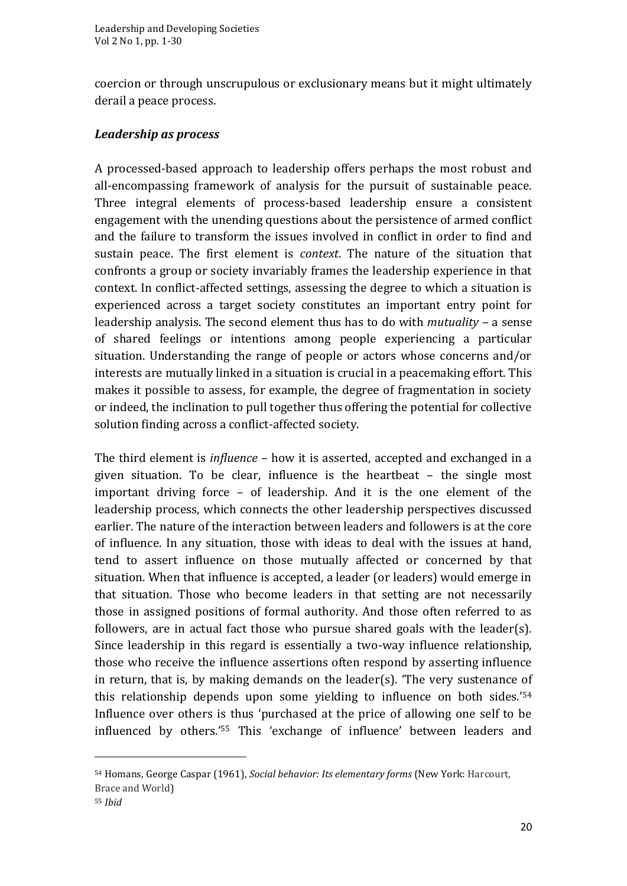coercion or through unscrupulous or exclusionary means but it might ultimately derail a peace process.

### *Leadership as process*

A processed-based approach to leadership offers perhaps the most robust and all-encompassing framework of analysis for the pursuit of sustainable peace. Three integral elements of process-based leadership ensure a consistent engagement with the unending questions about the persistence of armed conflict and the failure to transform the issues involved in conflict in order to find and sustain peace. The first element is *context*. The nature of the situation that confronts a group or society invariably frames the leadership experience in that context. In conflict-affected settings, assessing the degree to which a situation is experienced across a target society constitutes an important entry point for leadership analysis. The second element thus has to do with *mutuality* – a sense of shared feelings or intentions among people experiencing a particular situation. Understanding the range of people or actors whose concerns and/or interests are mutually linked in a situation is crucial in a peacemaking effort. This makes it possible to assess, for example, the degree of fragmentation in society or indeed, the inclination to pull together thus offering the potential for collective solution finding across a conflict-affected society.

The third element is *influence* – how it is asserted, accepted and exchanged in a given situation. To be clear, influence is the heartbeat – the single most important driving force – of leadership. And it is the one element of the leadership process, which connects the other leadership perspectives discussed earlier. The nature of the interaction between leaders and followers is at the core of influence. In any situation, those with ideas to deal with the issues at hand, tend to assert influence on those mutually affected or concerned by that situation. When that influence is accepted, a leader (or leaders) would emerge in that situation. Those who become leaders in that setting are not necessarily those in assigned positions of formal authority. And those often referred to as followers, are in actual fact those who pursue shared goals with the leader(s). Since leadership in this regard is essentially a two-way influence relationship, those who receive the influence assertions often respond by asserting influence in return, that is, by making demands on the leader(s). 'The very sustenance of this relationship depends upon some yielding to influence on both sides.'[54] Influence over others is thus 'purchased at the price of allowing one self to be influenced by others.'[55] This 'exchange of influence' between leaders and

---

[54] Homans, George Caspar (1961), *Social behavior: Its elementary forms* (New York: Harcourt, Brace and World)

[55] *Ibid*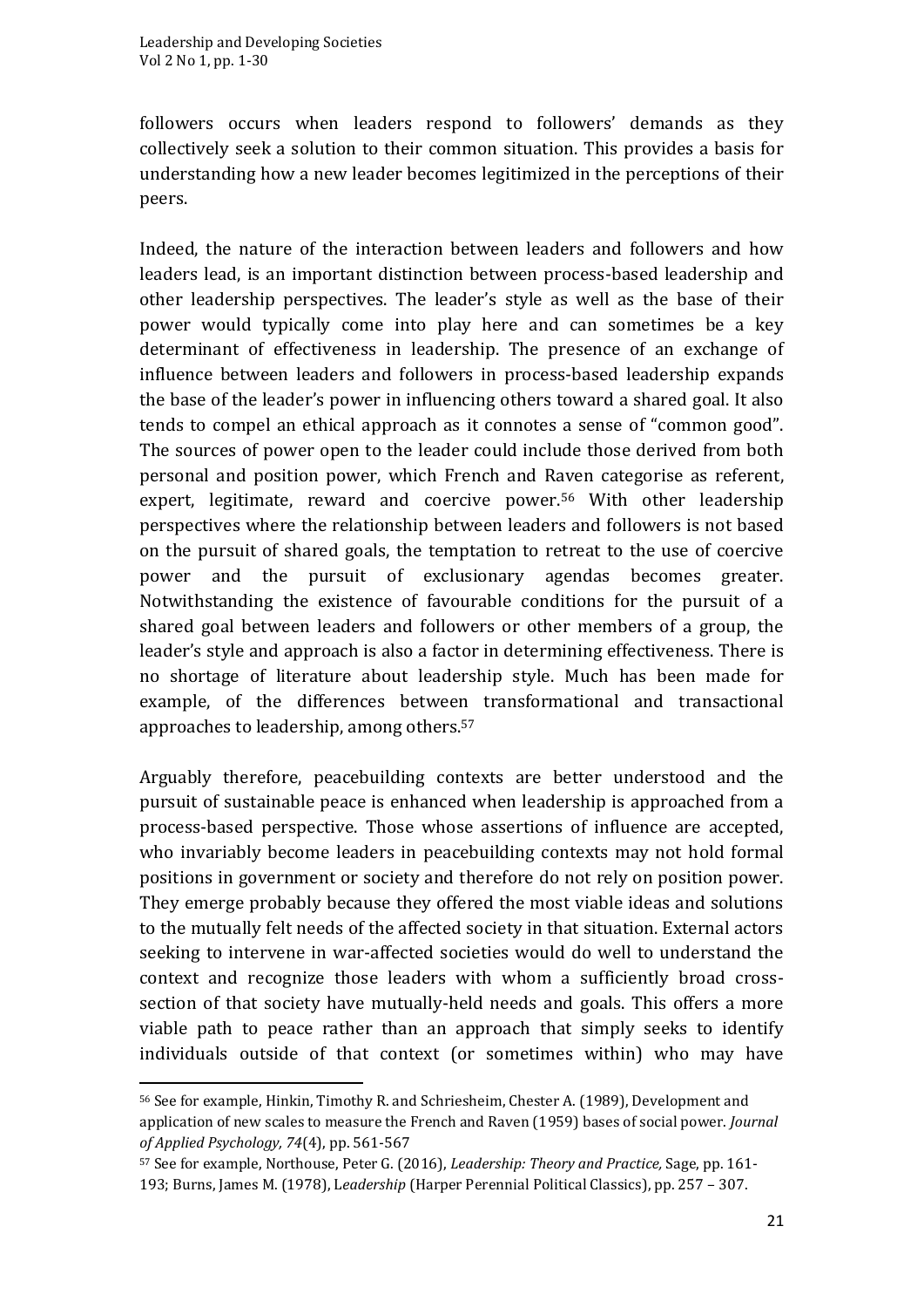followers occurs when leaders respond to followers' demands as they collectively seek a solution to their common situation. This provides a basis for understanding how a new leader becomes legitimized in the perceptions of their peers.

Indeed, the nature of the interaction between leaders and followers and how leaders lead, is an important distinction between process-based leadership and other leadership perspectives. The leader's style as well as the base of their power would typically come into play here and can sometimes be a key determinant of effectiveness in leadership. The presence of an exchange of influence between leaders and followers in process-based leadership expands the base of the leader's power in influencing others toward a shared goal. It also tends to compel an ethical approach as it connotes a sense of "common good". The sources of power open to the leader could include those derived from both personal and position power, which French and Raven categorise as referent, expert, legitimate, reward and coercive power.[56] With other leadership perspectives where the relationship between leaders and followers is not based on the pursuit of shared goals, the temptation to retreat to the use of coercive power and the pursuit of exclusionary agendas becomes greater. Notwithstanding the existence of favourable conditions for the pursuit of a shared goal between leaders and followers or other members of a group, the leader's style and approach is also a factor in determining effectiveness. There is no shortage of literature about leadership style. Much has been made for example, of the differences between transformational and transactional approaches to leadership, among others.[57]

Arguably therefore, peacebuilding contexts are better understood and the pursuit of sustainable peace is enhanced when leadership is approached from a process-based perspective. Those whose assertions of influence are accepted, who invariably become leaders in peacebuilding contexts may not hold formal positions in government or society and therefore do not rely on position power. They emerge probably because they offered the most viable ideas and solutions to the mutually felt needs of the affected society in that situation. External actors seeking to intervene in war-affected societies would do well to understand the context and recognize those leaders with whom a sufficiently broad cross-section of that society have mutually-held needs and goals. This offers a more viable path to peace rather than an approach that simply seeks to identify individuals outside of that context (or sometimes within) who may have

---

[56] See for example, Hinkin, Timothy R. and Schriesheim, Chester A. (1989), Development and application of new scales to measure the French and Raven (1959) bases of social power. *Journal of Applied Psychology, 74*(4), pp. 561-567

[57] See for example, Northouse, Peter G. (2016), *Leadership: Theory and Practice,* Sage, pp. 161-193; Burns, James M. (1978), L*eadership* (Harper Perennial Political Classics), pp. 257 – 307.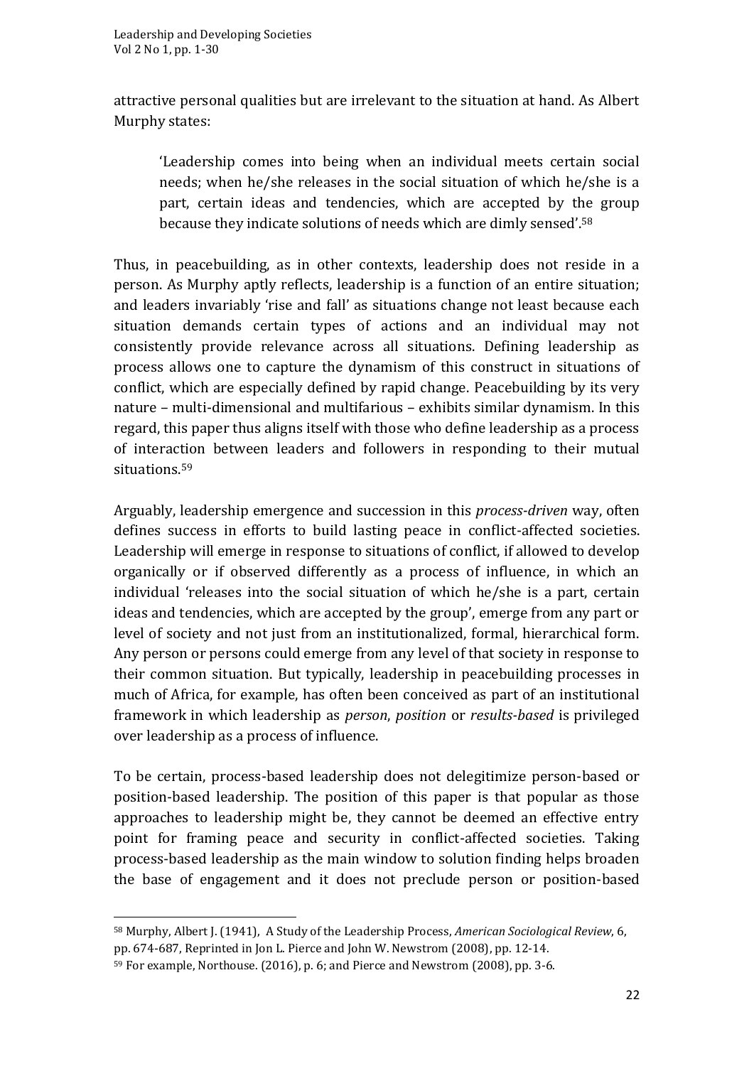attractive personal qualities but are irrelevant to the situation at hand. As Albert Murphy states:

> 'Leadership comes into being when an individual meets certain social needs; when he/she releases in the social situation of which he/she is a part, certain ideas and tendencies, which are accepted by the group because they indicate solutions of needs which are dimly sensed'.[58]

Thus, in peacebuilding, as in other contexts, leadership does not reside in a person. As Murphy aptly reflects, leadership is a function of an entire situation; and leaders invariably 'rise and fall' as situations change not least because each situation demands certain types of actions and an individual may not consistently provide relevance across all situations. Defining leadership as process allows one to capture the dynamism of this construct in situations of conflict, which are especially defined by rapid change. Peacebuilding by its very nature – multi-dimensional and multifarious – exhibits similar dynamism. In this regard, this paper thus aligns itself with those who define leadership as a process of interaction between leaders and followers in responding to their mutual situations.[59]

Arguably, leadership emergence and succession in this *process-driven* way, often defines success in efforts to build lasting peace in conflict-affected societies. Leadership will emerge in response to situations of conflict, if allowed to develop organically or if observed differently as a process of influence, in which an individual 'releases into the social situation of which he/she is a part, certain ideas and tendencies, which are accepted by the group', emerge from any part or level of society and not just from an institutionalized, formal, hierarchical form. Any person or persons could emerge from any level of that society in response to their common situation. But typically, leadership in peacebuilding processes in much of Africa, for example, has often been conceived as part of an institutional framework in which leadership as *person*, *position* or *results-based* is privileged over leadership as a process of influence.

To be certain, process-based leadership does not delegitimize person-based or position-based leadership. The position of this paper is that popular as those approaches to leadership might be, they cannot be deemed an effective entry point for framing peace and security in conflict-affected societies. Taking process-based leadership as the main window to solution finding helps broaden the base of engagement and it does not preclude person or position-based

---

[58] Murphy, Albert J. (1941), A Study of the Leadership Process, *American Sociological Review*, 6, pp. 674-687, Reprinted in Jon L. Pierce and John W. Newstrom (2008), pp. 12-14.

[59] For example, Northouse. (2016), p. 6; and Pierce and Newstrom (2008), pp. 3-6.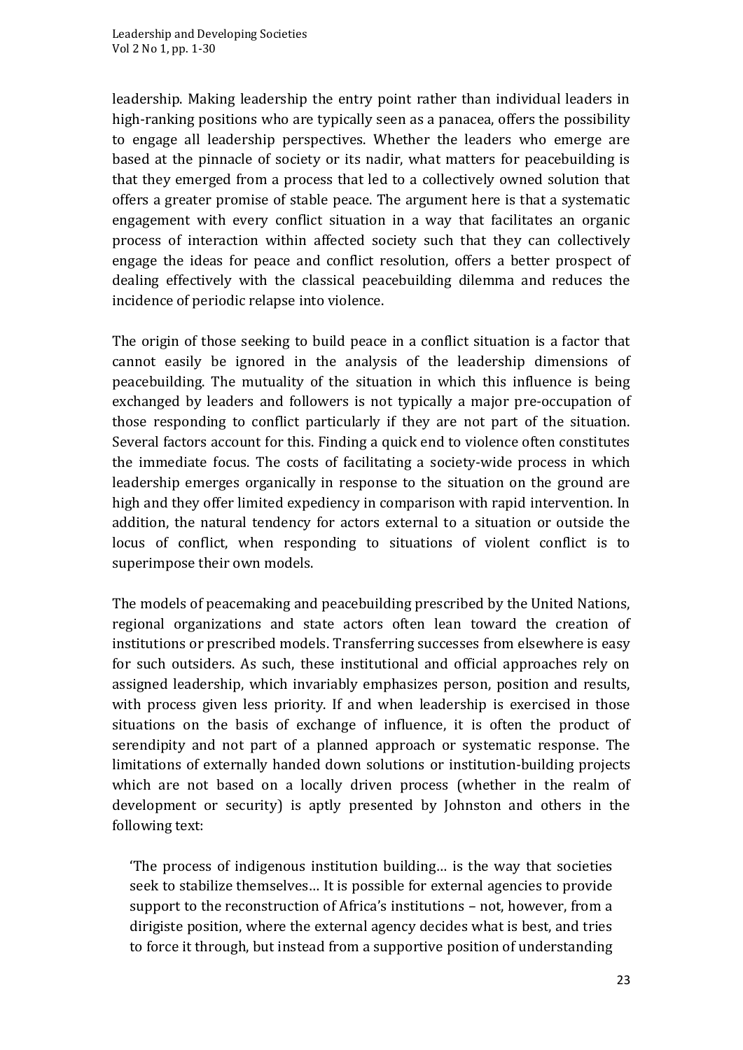leadership. Making leadership the entry point rather than individual leaders in high-ranking positions who are typically seen as a panacea, offers the possibility to engage all leadership perspectives. Whether the leaders who emerge are based at the pinnacle of society or its nadir, what matters for peacebuilding is that they emerged from a process that led to a collectively owned solution that offers a greater promise of stable peace. The argument here is that a systematic engagement with every conflict situation in a way that facilitates an organic process of interaction within affected society such that they can collectively engage the ideas for peace and conflict resolution, offers a better prospect of dealing effectively with the classical peacebuilding dilemma and reduces the incidence of periodic relapse into violence.

The origin of those seeking to build peace in a conflict situation is a factor that cannot easily be ignored in the analysis of the leadership dimensions of peacebuilding. The mutuality of the situation in which this influence is being exchanged by leaders and followers is not typically a major pre-occupation of those responding to conflict particularly if they are not part of the situation. Several factors account for this. Finding a quick end to violence often constitutes the immediate focus. The costs of facilitating a society-wide process in which leadership emerges organically in response to the situation on the ground are high and they offer limited expediency in comparison with rapid intervention. In addition, the natural tendency for actors external to a situation or outside the locus of conflict, when responding to situations of violent conflict is to superimpose their own models.

The models of peacemaking and peacebuilding prescribed by the United Nations, regional organizations and state actors often lean toward the creation of institutions or prescribed models. Transferring successes from elsewhere is easy for such outsiders. As such, these institutional and official approaches rely on assigned leadership, which invariably emphasizes person, position and results, with process given less priority. If and when leadership is exercised in those situations on the basis of exchange of influence, it is often the product of serendipity and not part of a planned approach or systematic response. The limitations of externally handed down solutions or institution-building projects which are not based on a locally driven process (whether in the realm of development or security) is aptly presented by Johnston and others in the following text:

> 'The process of indigenous institution building… is the way that societies seek to stabilize themselves… It is possible for external agencies to provide support to the reconstruction of Africa's institutions – not, however, from a dirigiste position, where the external agency decides what is best, and tries to force it through, but instead from a supportive position of understanding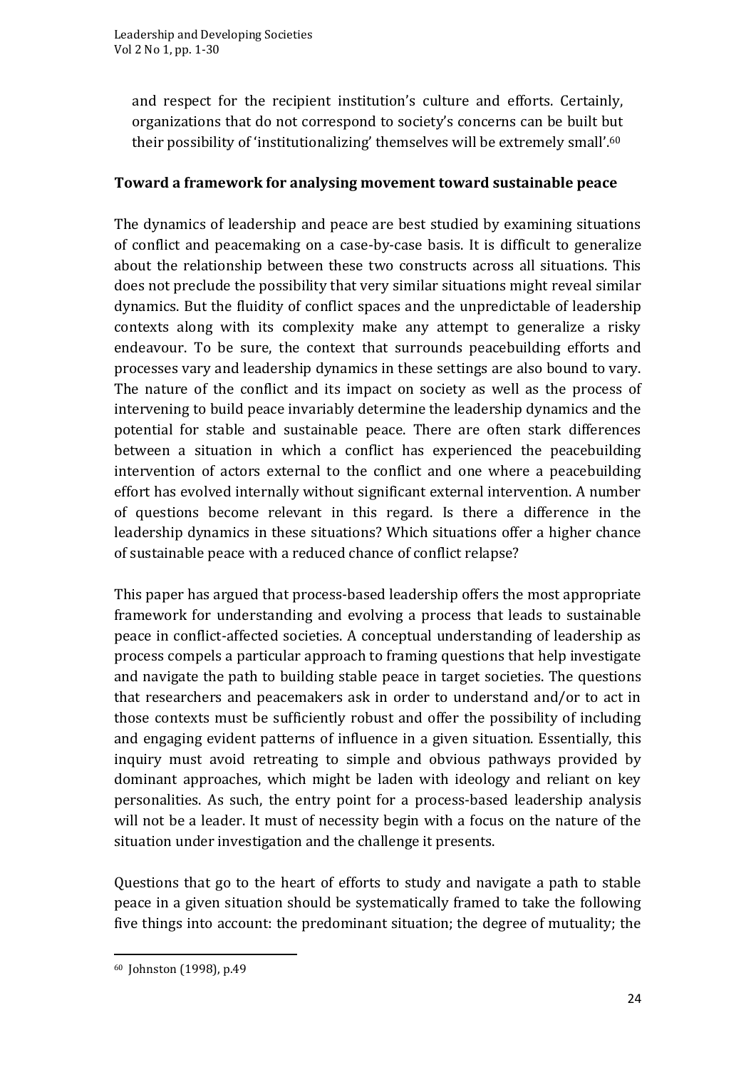and respect for the recipient institution's culture and efforts. Certainly, organizations that do not correspond to society's concerns can be built but their possibility of 'institutionalizing' themselves will be extremely small'.[60]

**Toward a framework for analysing movement toward sustainable peace**

The dynamics of leadership and peace are best studied by examining situations of conflict and peacemaking on a case-by-case basis. It is difficult to generalize about the relationship between these two constructs across all situations. This does not preclude the possibility that very similar situations might reveal similar dynamics. But the fluidity of conflict spaces and the unpredictable of leadership contexts along with its complexity make any attempt to generalize a risky endeavour. To be sure, the context that surrounds peacebuilding efforts and processes vary and leadership dynamics in these settings are also bound to vary. The nature of the conflict and its impact on society as well as the process of intervening to build peace invariably determine the leadership dynamics and the potential for stable and sustainable peace. There are often stark differences between a situation in which a conflict has experienced the peacebuilding intervention of actors external to the conflict and one where a peacebuilding effort has evolved internally without significant external intervention. A number of questions become relevant in this regard. Is there a difference in the leadership dynamics in these situations? Which situations offer a higher chance of sustainable peace with a reduced chance of conflict relapse?

This paper has argued that process-based leadership offers the most appropriate framework for understanding and evolving a process that leads to sustainable peace in conflict-affected societies. A conceptual understanding of leadership as process compels a particular approach to framing questions that help investigate and navigate the path to building stable peace in target societies. The questions that researchers and peacemakers ask in order to understand and/or to act in those contexts must be sufficiently robust and offer the possibility of including and engaging evident patterns of influence in a given situation. Essentially, this inquiry must avoid retreating to simple and obvious pathways provided by dominant approaches, which might be laden with ideology and reliant on key personalities. As such, the entry point for a process-based leadership analysis will not be a leader. It must of necessity begin with a focus on the nature of the situation under investigation and the challenge it presents.

Questions that go to the heart of efforts to study and navigate a path to stable peace in a given situation should be systematically framed to take the following five things into account: the predominant situation; the degree of mutuality; the

[60] Johnston (1998), p.49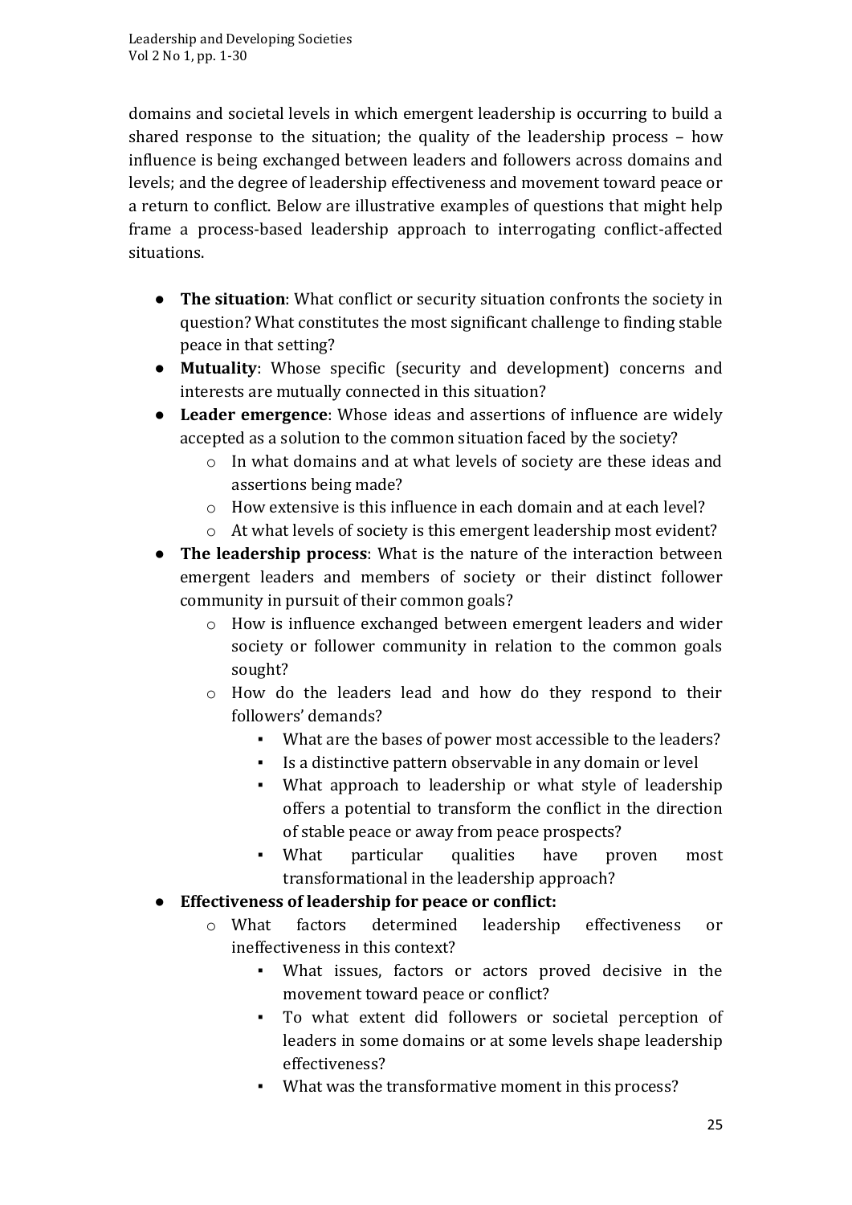domains and societal levels in which emergent leadership is occurring to build a shared response to the situation; the quality of the leadership process – how influence is being exchanged between leaders and followers across domains and levels; and the degree of leadership effectiveness and movement toward peace or a return to conflict. Below are illustrative examples of questions that might help frame a process-based leadership approach to interrogating conflict-affected situations.

- **The situation**: What conflict or security situation confronts the society in question? What constitutes the most significant challenge to finding stable peace in that setting?
- **Mutuality**: Whose specific (security and development) concerns and interests are mutually connected in this situation?
- **Leader emergence**: Whose ideas and assertions of influence are widely accepted as a solution to the common situation faced by the society?
  - In what domains and at what levels of society are these ideas and assertions being made?
  - How extensive is this influence in each domain and at each level?
  - At what levels of society is this emergent leadership most evident?
- **The leadership process**: What is the nature of the interaction between emergent leaders and members of society or their distinct follower community in pursuit of their common goals?
  - How is influence exchanged between emergent leaders and wider society or follower community in relation to the common goals sought?
  - How do the leaders lead and how do they respond to their followers' demands?
    - What are the bases of power most accessible to the leaders?
    - Is a distinctive pattern observable in any domain or level
    - What approach to leadership or what style of leadership offers a potential to transform the conflict in the direction of stable peace or away from peace prospects?
    - What particular qualities have proven most transformational in the leadership approach?
- **Effectiveness of leadership for peace or conflict:**
  - What factors determined leadership effectiveness or ineffectiveness in this context?
    - What issues, factors or actors proved decisive in the movement toward peace or conflict?
    - To what extent did followers or societal perception of leaders in some domains or at some levels shape leadership effectiveness?
    - What was the transformative moment in this process?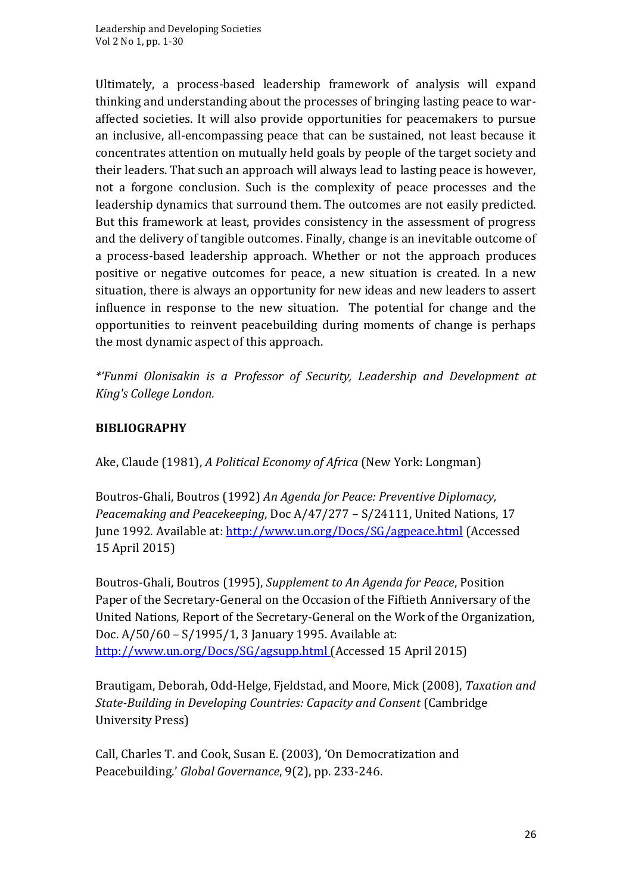Ultimately, a process-based leadership framework of analysis will expand thinking and understanding about the processes of bringing lasting peace to war-affected societies. It will also provide opportunities for peacemakers to pursue an inclusive, all-encompassing peace that can be sustained, not least because it concentrates attention on mutually held goals by people of the target society and their leaders. That such an approach will always lead to lasting peace is however, not a forgone conclusion. Such is the complexity of peace processes and the leadership dynamics that surround them. The outcomes are not easily predicted. But this framework at least, provides consistency in the assessment of progress and the delivery of tangible outcomes. Finally, change is an inevitable outcome of a process-based leadership approach. Whether or not the approach produces positive or negative outcomes for peace, a new situation is created. In a new situation, there is always an opportunity for new ideas and new leaders to assert influence in response to the new situation. The potential for change and the opportunities to reinvent peacebuilding during moments of change is perhaps the most dynamic aspect of this approach.

*\*'Funmi Olonisakin is a Professor of Security, Leadership and Development at King's College London.*

**BIBLIOGRAPHY**

Ake, Claude (1981), *A Political Economy of Africa* (New York: Longman)

Boutros-Ghali, Boutros (1992) *An Agenda for Peace: Preventive Diplomacy, Peacemaking and Peacekeeping*, Doc A/47/277 – S/24111, United Nations, 17 June 1992. Available at: http://www.un.org/Docs/SG/agpeace.html (Accessed 15 April 2015)

Boutros-Ghali, Boutros (1995), *Supplement to An Agenda for Peace*, Position Paper of the Secretary-General on the Occasion of the Fiftieth Anniversary of the United Nations, Report of the Secretary-General on the Work of the Organization, Doc. A/50/60 – S/1995/1, 3 January 1995. Available at: http://www.un.org/Docs/SG/agsupp.html (Accessed 15 April 2015)

Brautigam, Deborah, Odd-Helge, Fjeldstad, and Moore, Mick (2008), *Taxation and State-Building in Developing Countries: Capacity and Consent* (Cambridge University Press)

Call, Charles T. and Cook, Susan E. (2003), 'On Democratization and Peacebuilding.' *Global Governance*, 9(2), pp. 233-246.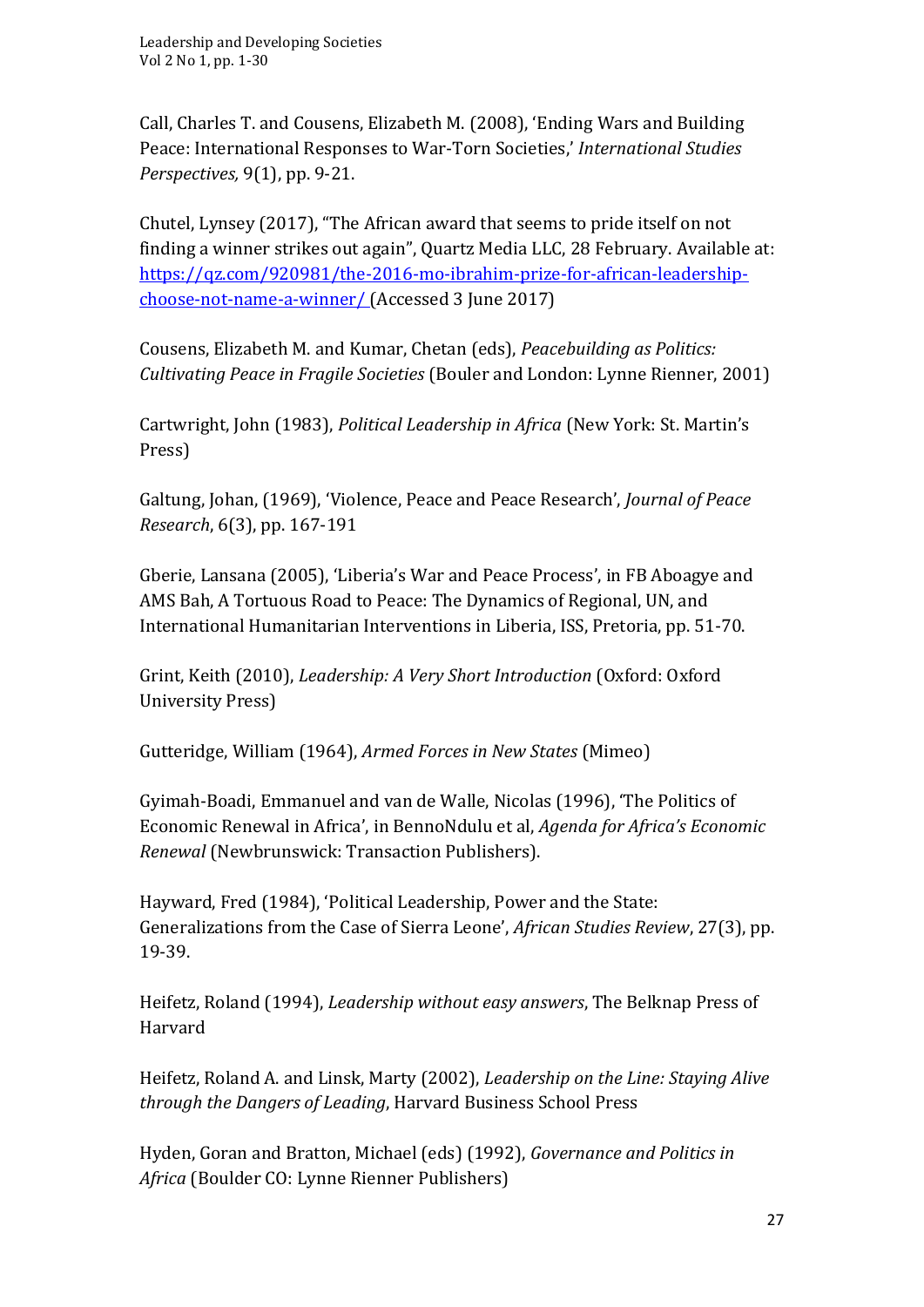Call, Charles T. and Cousens, Elizabeth M. (2008), 'Ending Wars and Building Peace: International Responses to War-Torn Societies,' *International Studies Perspectives,* 9(1), pp. 9-21.

Chutel, Lynsey (2017), "The African award that seems to pride itself on not finding a winner strikes out again", Quartz Media LLC, 28 February. Available at: [https://qz.com/920981/the-2016-mo-ibrahim-prize-for-african-leadership-choose-not-name-a-winner/](https://qz.com/920981/the-2016-mo-ibrahim-prize-for-african-leadership-choose-not-name-a-winner/) (Accessed 3 June 2017)

Cousens, Elizabeth M. and Kumar, Chetan (eds), *Peacebuilding as Politics: Cultivating Peace in Fragile Societies* (Bouler and London: Lynne Rienner, 2001)

Cartwright, John (1983), *Political Leadership in Africa* (New York: St. Martin's Press)

Galtung, Johan, (1969), 'Violence, Peace and Peace Research', *Journal of Peace Research*, 6(3), pp. 167-191

Gberie, Lansana (2005), 'Liberia's War and Peace Process', in FB Aboagye and AMS Bah, A Tortuous Road to Peace: The Dynamics of Regional, UN, and International Humanitarian Interventions in Liberia, ISS, Pretoria, pp. 51-70.

Grint, Keith (2010), *Leadership: A Very Short Introduction* (Oxford: Oxford University Press)

Gutteridge, William (1964), *Armed Forces in New States* (Mimeo)

Gyimah-Boadi, Emmanuel and van de Walle, Nicolas (1996), 'The Politics of Economic Renewal in Africa', in BennoNdulu et al, *Agenda for Africa's Economic Renewal* (Newbrunswick: Transaction Publishers).

Hayward, Fred (1984), 'Political Leadership, Power and the State: Generalizations from the Case of Sierra Leone', *African Studies Review*, 27(3), pp. 19-39.

Heifetz, Roland (1994), *Leadership without easy answers*, The Belknap Press of Harvard

Heifetz, Roland A. and Linsk, Marty (2002), *Leadership on the Line: Staying Alive through the Dangers of Leading*, Harvard Business School Press

Hyden, Goran and Bratton, Michael (eds) (1992), *Governance and Politics in Africa* (Boulder CO: Lynne Rienner Publishers)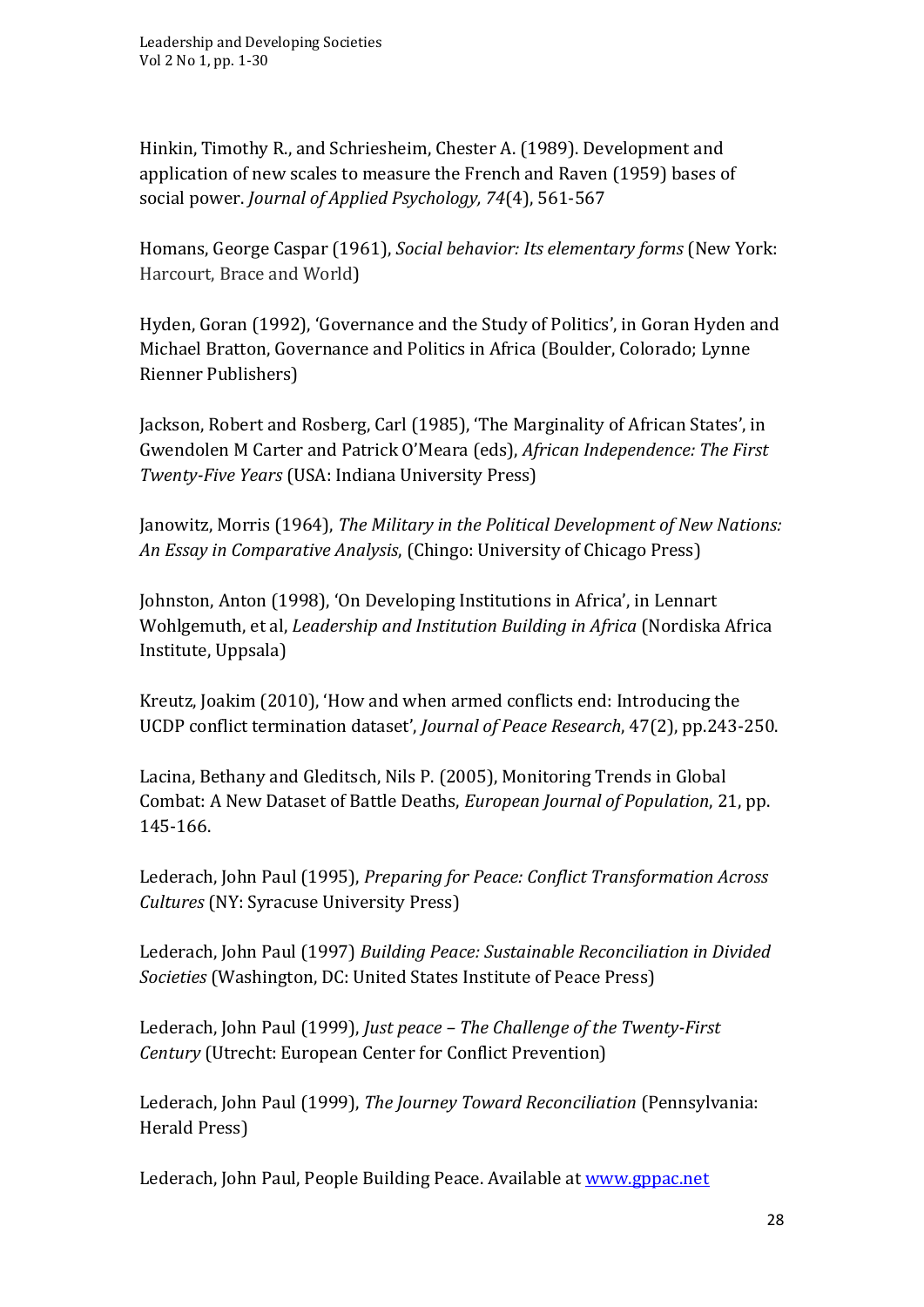Hinkin, Timothy R., and Schriesheim, Chester A. (1989). Development and application of new scales to measure the French and Raven (1959) bases of social power. *Journal of Applied Psychology, 74*(4), 561-567

Homans, George Caspar (1961), *Social behavior: Its elementary forms* (New York: Harcourt, Brace and World)

Hyden, Goran (1992), 'Governance and the Study of Politics', in Goran Hyden and Michael Bratton, Governance and Politics in Africa (Boulder, Colorado; Lynne Rienner Publishers)

Jackson, Robert and Rosberg, Carl (1985), 'The Marginality of African States', in Gwendolen M Carter and Patrick O'Meara (eds), *African Independence: The First Twenty-Five Years* (USA: Indiana University Press)

Janowitz, Morris (1964), *The Military in the Political Development of New Nations: An Essay in Comparative Analysis*, (Chingo: University of Chicago Press)

Johnston, Anton (1998), 'On Developing Institutions in Africa', in Lennart Wohlgemuth, et al, *Leadership and Institution Building in Africa* (Nordiska Africa Institute, Uppsala)

Kreutz, Joakim (2010), 'How and when armed conflicts end: Introducing the UCDP conflict termination dataset', *Journal of Peace Research*, 47(2), pp.243-250.

Lacina, Bethany and Gleditsch, Nils P. (2005), Monitoring Trends in Global Combat: A New Dataset of Battle Deaths, *European Journal of Population*, 21, pp. 145-166.

Lederach, John Paul (1995), *Preparing for Peace: Conflict Transformation Across Cultures* (NY: Syracuse University Press)

Lederach, John Paul (1997) *Building Peace: Sustainable Reconciliation in Divided Societies* (Washington, DC: United States Institute of Peace Press)

Lederach, John Paul (1999), *Just peace – The Challenge of the Twenty-First Century* (Utrecht: European Center for Conflict Prevention)

Lederach, John Paul (1999), *The Journey Toward Reconciliation* (Pennsylvania: Herald Press)

Lederach, John Paul, People Building Peace. Available at www.gppac.net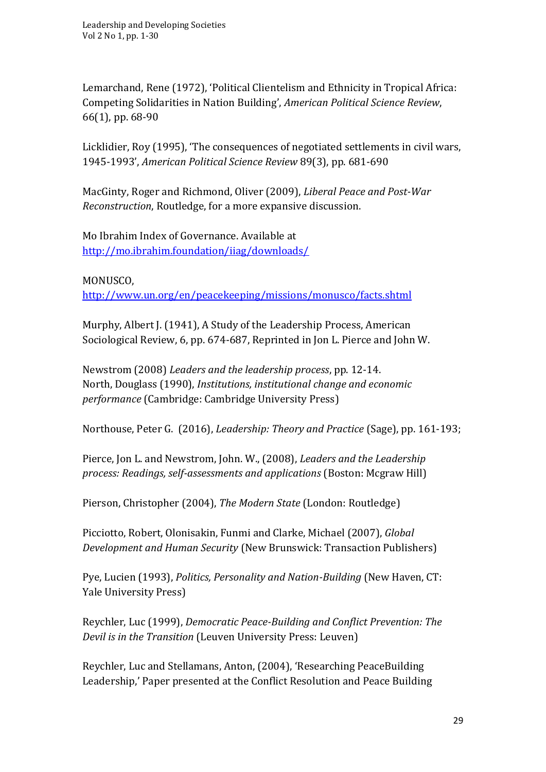Lemarchand, Rene (1972), 'Political Clientelism and Ethnicity in Tropical Africa: Competing Solidarities in Nation Building', *American Political Science Review*, 66(1), pp. 68-90

Licklidier, Roy (1995), 'The consequences of negotiated settlements in civil wars, 1945-1993', *American Political Science Review* 89(3), pp. 681-690

MacGinty, Roger and Richmond, Oliver (2009), *Liberal Peace and Post-War Reconstruction*, Routledge, for a more expansive discussion.

Mo Ibrahim Index of Governance. Available at http://mo.ibrahim.foundation/iiag/downloads/

MONUSCO, http://www.un.org/en/peacekeeping/missions/monusco/facts.shtml

Murphy, Albert J. (1941), A Study of the Leadership Process, American Sociological Review, 6, pp. 674-687, Reprinted in Jon L. Pierce and John W.

Newstrom (2008) *Leaders and the leadership process*, pp. 12-14.
North, Douglass (1990), *Institutions, institutional change and economic performance* (Cambridge: Cambridge University Press)

Northouse, Peter G. (2016), *Leadership: Theory and Practice* (Sage), pp. 161-193;

Pierce, Jon L. and Newstrom, John. W., (2008), *Leaders and the Leadership process: Readings, self-assessments and applications* (Boston: Mcgraw Hill)

Pierson, Christopher (2004), *The Modern State* (London: Routledge)

Picciotto, Robert, Olonisakin, Funmi and Clarke, Michael (2007), *Global Development and Human Security* (New Brunswick: Transaction Publishers)

Pye, Lucien (1993), *Politics, Personality and Nation-Building* (New Haven, CT: Yale University Press)

Reychler, Luc (1999), *Democratic Peace-Building and Conflict Prevention: The Devil is in the Transition* (Leuven University Press: Leuven)

Reychler, Luc and Stellamans, Anton, (2004), 'Researching PeaceBuilding Leadership,' Paper presented at the Conflict Resolution and Peace Building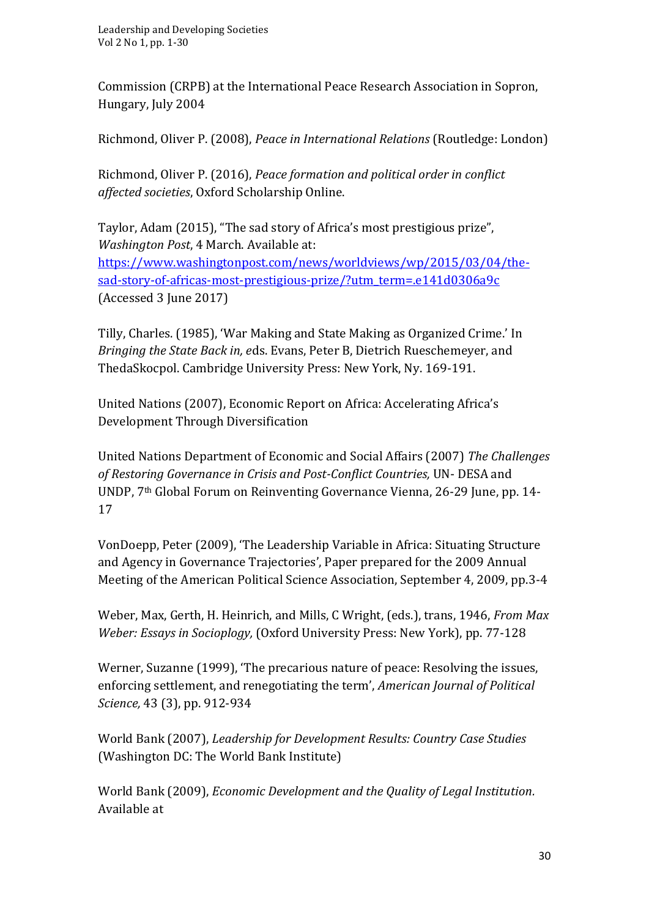Commission (CRPB) at the International Peace Research Association in Sopron, Hungary, July 2004

Richmond, Oliver P. (2008), *Peace in International Relations* (Routledge: London)

Richmond, Oliver P. (2016), *Peace formation and political order in conflict affected societies*, Oxford Scholarship Online.

Taylor, Adam (2015), "The sad story of Africa's most prestigious prize", *Washington Post*, 4 March. Available at: [https://www.washingtonpost.com/news/worldviews/wp/2015/03/04/the-sad-story-of-africas-most-prestigious-prize/?utm_term=.e141d0306a9c](https://www.washingtonpost.com/news/worldviews/wp/2015/03/04/the-sad-story-of-africas-most-prestigious-prize/?utm_term=.e141d0306a9c) (Accessed 3 June 2017)

Tilly, Charles. (1985), 'War Making and State Making as Organized Crime.' In *Bringing the State Back in, e*ds. Evans, Peter B, Dietrich Rueschemeyer, and ThedaSkocpol. Cambridge University Press: New York, Ny. 169-191.

United Nations (2007), Economic Report on Africa: Accelerating Africa's Development Through Diversification

United Nations Department of Economic and Social Affairs (2007) *The Challenges of Restoring Governance in Crisis and Post-Conflict Countries,* UN- DESA and UNDP, 7th Global Forum on Reinventing Governance Vienna, 26-29 June, pp. 14-17

VonDoepp, Peter (2009), 'The Leadership Variable in Africa: Situating Structure and Agency in Governance Trajectories', Paper prepared for the 2009 Annual Meeting of the American Political Science Association, September 4, 2009, pp.3-4

Weber, Max, Gerth, H. Heinrich, and Mills, C Wright, (eds.), trans, 1946, *From Max Weber: Essays in Socioplogy,* (Oxford University Press: New York), pp. 77-128

Werner, Suzanne (1999), 'The precarious nature of peace: Resolving the issues, enforcing settlement, and renegotiating the term', *American Journal of Political Science,* 43 (3), pp. 912-934

World Bank (2007), *Leadership for Development Results: Country Case Studies* (Washington DC: The World Bank Institute)

World Bank (2009), *Economic Development and the Quality of Legal Institution.* Available at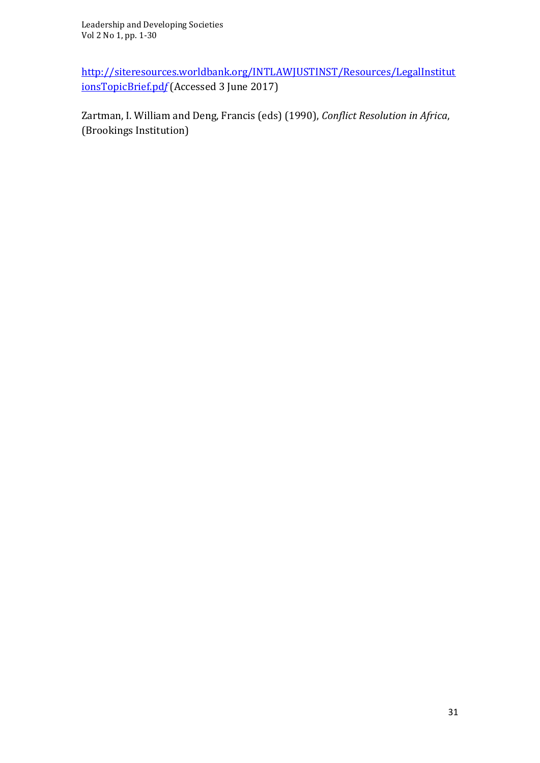http://siteresources.worldbank.org/INTLAWJUSTINST/Resources/LegalInstitutionsTopicBrief.pdf (Accessed 3 June 2017)

Zartman, I. William and Deng, Francis (eds) (1990), *Conflict Resolution in Africa*, (Brookings Institution)